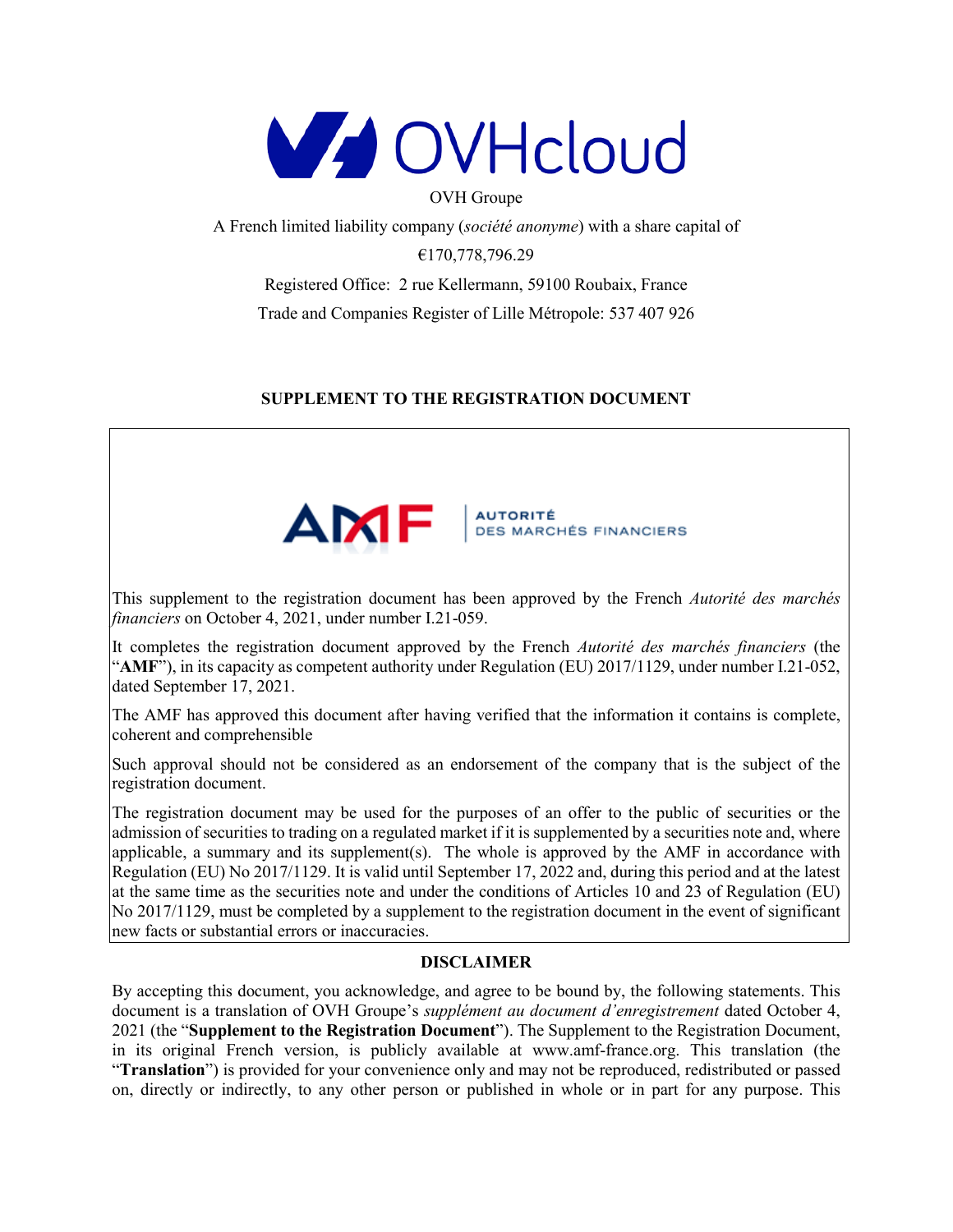OVHcloud

OVH Groupe

A French limited liability company (*société anonyme*) with a share capital of

€170,778,796.29

Registered Office: 2 rue Kellermann, 59100 Roubaix, France

Trade and Companies Register of Lille Métropole: 537 407 926

## SUPPLEMENT TO THE REGISTRATION DOCUMENT

AMF | AUTORITÉ DES MARCHÉS FINANCIERS

This supplement to the registration document has been approved by the French *Autorité des marchés financiers* on October 4, 2021, under number I.21-059.

It completes the registration document approved by the French *Autorité des marchés financiers* (the "**AMF**"), in its capacity as competent authority under Regulation (EU) 2017/1129, under number I.21-052, dated September 17, 2021.

The AMF has approved this document after having verified that the information it contains is complete, coherent and comprehensible

Such approval should not be considered as an endorsement of the company that is the subject of the registration document.

The registration document may be used for the purposes of an offer to the public of securities or the admission of securities to trading on a regulated market if it is supplemented by a securities note and, where applicable, a summary and its supplement(s). The whole is approved by the AMF in accordance with Regulation (EU) No 2017/1129. It is valid until September 17, 2022 and, during this period and at the latest at the same time as the securities note and under the conditions of Articles 10 and 23 of Regulation (EU) No 2017/1129, must be completed by a supplement to the registration document in the event of significant new facts or substantial errors or inaccuracies.

### DISCLAIMER

By accepting this document, you acknowledge, and agree to be bound by, the following statements. This document is a translation of OVH Groupe's *supplément au document d'enregistrement* dated October 4, 2021 (the "**Supplement to the Registration Document**"). The Supplement to the Registration Document, in its original French version, is publicly available at www.amf-france.org. This translation (the "**Translation**") is provided for your convenience only and may not be reproduced, redistributed or passed on, directly or indirectly, to any other person or published in whole or in part for any purpose. This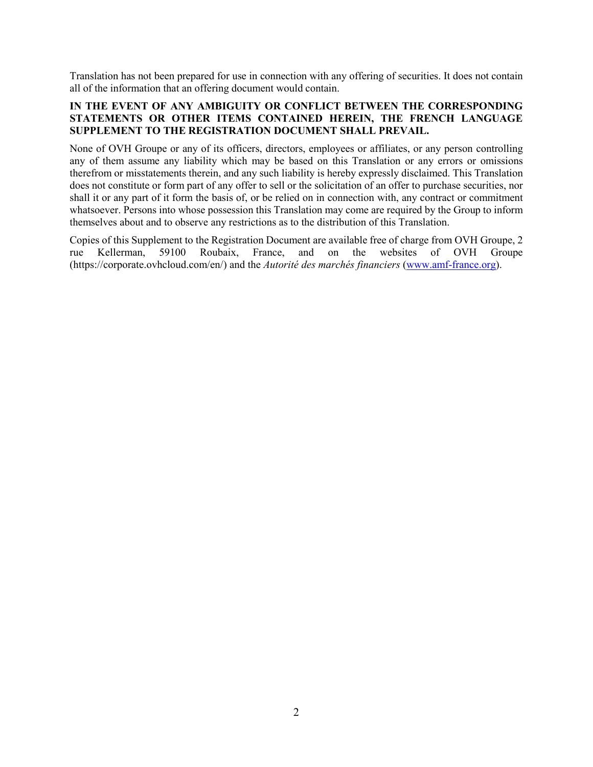Translation has not been prepared for use in connection with any offering of securities. It does not contain all of the information that an offering document would contain.

**IN THE EVENT OF ANY AMBIGUITY OR CONFLICT BETWEEN THE CORRESPONDING STATEMENTS OR OTHER ITEMS CONTAINED HEREIN, THE FRENCH LANGUAGE SUPPLEMENT TO THE REGISTRATION DOCUMENT SHALL PREVAIL.**

None of OVH Groupe or any of its officers, directors, employees or affiliates, or any person controlling any of them assume any liability which may be based on this Translation or any errors or omissions therefrom or misstatements therein, and any such liability is hereby expressly disclaimed. This Translation does not constitute or form part of any offer to sell or the solicitation of an offer to purchase securities, nor shall it or any part of it form the basis of, or be relied on in connection with, any contract or commitment whatsoever. Persons into whose possession this Translation may come are required by the Group to inform themselves about and to observe any restrictions as to the distribution of this Translation.

Copies of this Supplement to the Registration Document are available free of charge from OVH Groupe, 2 rue Kellerman, 59100 Roubaix, France, and on the websites of OVH Groupe (https://corporate.ovhcloud.com/en/) and the *Autorité des marchés financiers* (www.amf-france.org).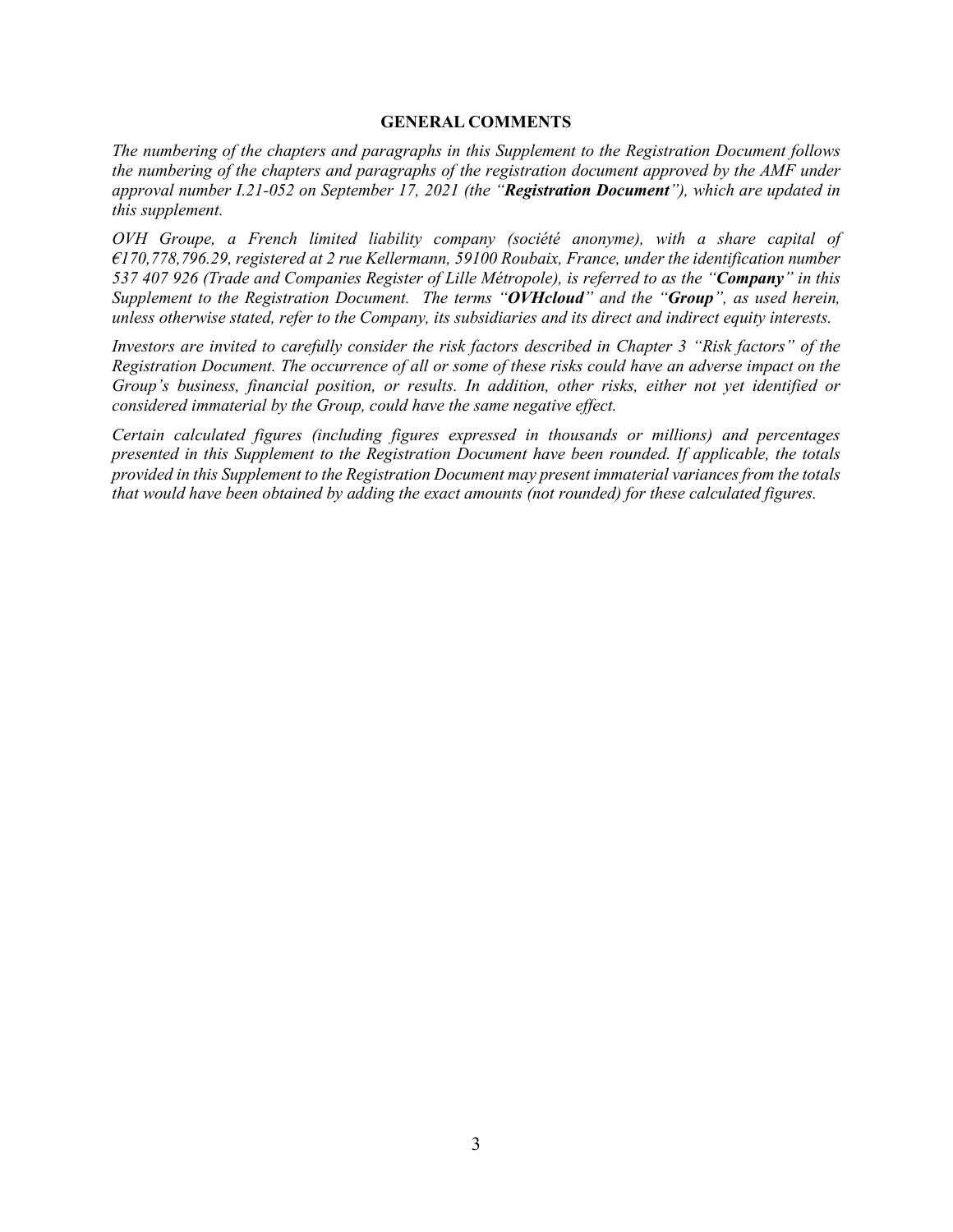## GENERAL COMMENTS

*The numbering of the chapters and paragraphs in this Supplement to the Registration Document follows the numbering of the chapters and paragraphs of the registration document approved by the AMF under approval number I.21-052 on September 17, 2021 (the "**Registration Document**"), which are updated in this supplement.*

*OVH Groupe, a French limited liability company (société anonyme), with a share capital of €170,778,796.29, registered at 2 rue Kellermann, 59100 Roubaix, France, under the identification number 537 407 926 (Trade and Companies Register of Lille Métropole), is referred to as the "**Company**" in this Supplement to the Registration Document. The terms "**OVHcloud**" and the "**Group**", as used herein, unless otherwise stated, refer to the Company, its subsidiaries and its direct and indirect equity interests.*

*Investors are invited to carefully consider the risk factors described in Chapter 3 "Risk factors" of the Registration Document. The occurrence of all or some of these risks could have an adverse impact on the Group's business, financial position, or results. In addition, other risks, either not yet identified or considered immaterial by the Group, could have the same negative effect.*

*Certain calculated figures (including figures expressed in thousands or millions) and percentages presented in this Supplement to the Registration Document have been rounded. If applicable, the totals provided in this Supplement to the Registration Document may present immaterial variances from the totals that would have been obtained by adding the exact amounts (not rounded) for these calculated figures.*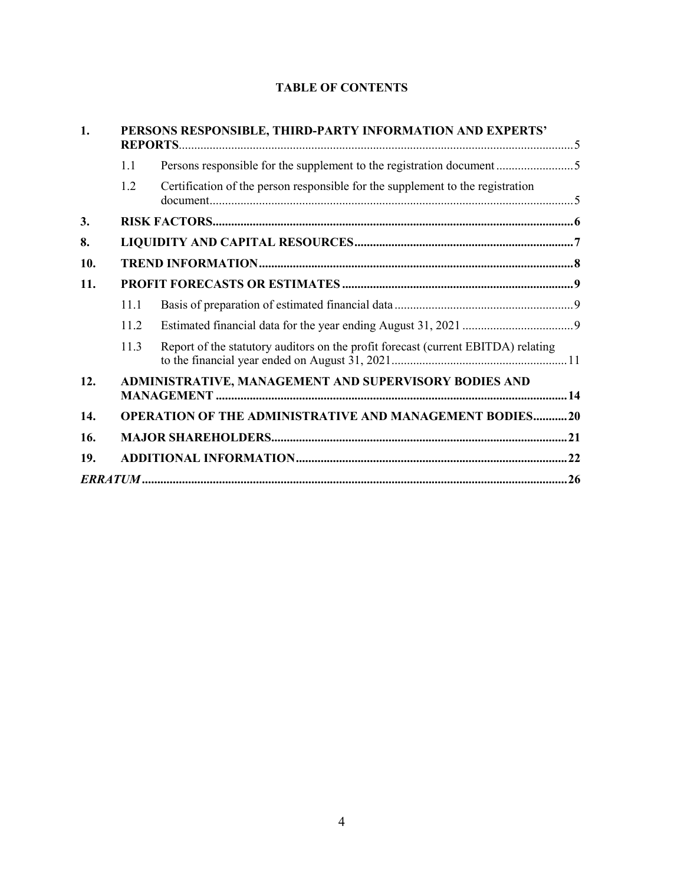**TABLE OF CONTENTS**

| | | | |
|---|---|---|---|
| **1.** | **PERSONS RESPONSIBLE, THIRD-PARTY INFORMATION AND EXPERTS' REPORTS** | | 5 |
| | 1.1 | Persons responsible for the supplement to the registration document | 5 |
| | 1.2 | Certification of the person responsible for the supplement to the registration document | 5 |
| **3.** | **RISK FACTORS** | | **6** |
| **8.** | **LIQUIDITY AND CAPITAL RESOURCES** | | **7** |
| **10.** | **TREND INFORMATION** | | **8** |
| **11.** | **PROFIT FORECASTS OR ESTIMATES** | | **9** |
| | 11.1 | Basis of preparation of estimated financial data | 9 |
| | 11.2 | Estimated financial data for the year ending August 31, 2021 | 9 |
| | 11.3 | Report of the statutory auditors on the profit forecast (current EBITDA) relating to the financial year ended on August 31, 2021 | 11 |
| **12.** | **ADMINISTRATIVE, MANAGEMENT AND SUPERVISORY BODIES AND MANAGEMENT** | | **14** |
| **14.** | **OPERATION OF THE ADMINISTRATIVE AND MANAGEMENT BODIES** | | **20** |
| **16.** | **MAJOR SHAREHOLDERS** | | **21** |
| **19.** | **ADDITIONAL INFORMATION** | | **22** |
| ***ERRATUM*** | | | **26** |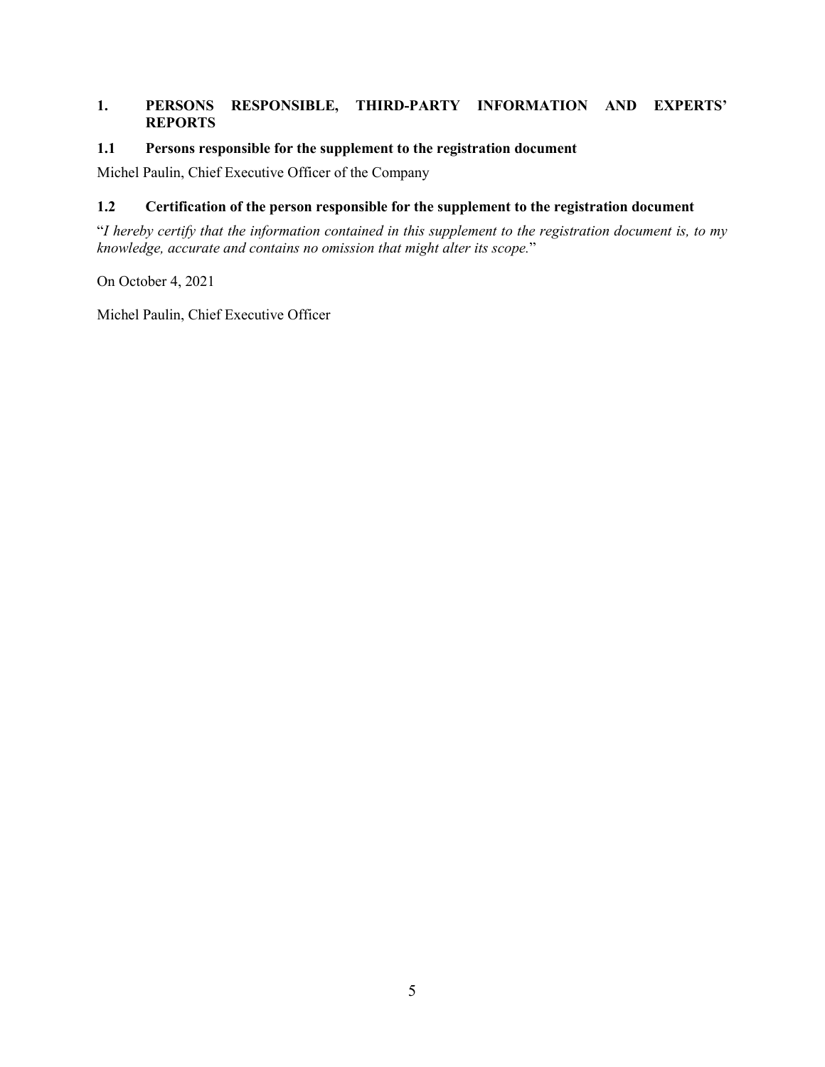# 1. PERSONS RESPONSIBLE, THIRD-PARTY INFORMATION AND EXPERTS' REPORTS

## 1.1 Persons responsible for the supplement to the registration document

Michel Paulin, Chief Executive Officer of the Company

## 1.2 Certification of the person responsible for the supplement to the registration document

"*I hereby certify that the information contained in this supplement to the registration document is, to my knowledge, accurate and contains no omission that might alter its scope.*"

On October 4, 2021

Michel Paulin, Chief Executive Officer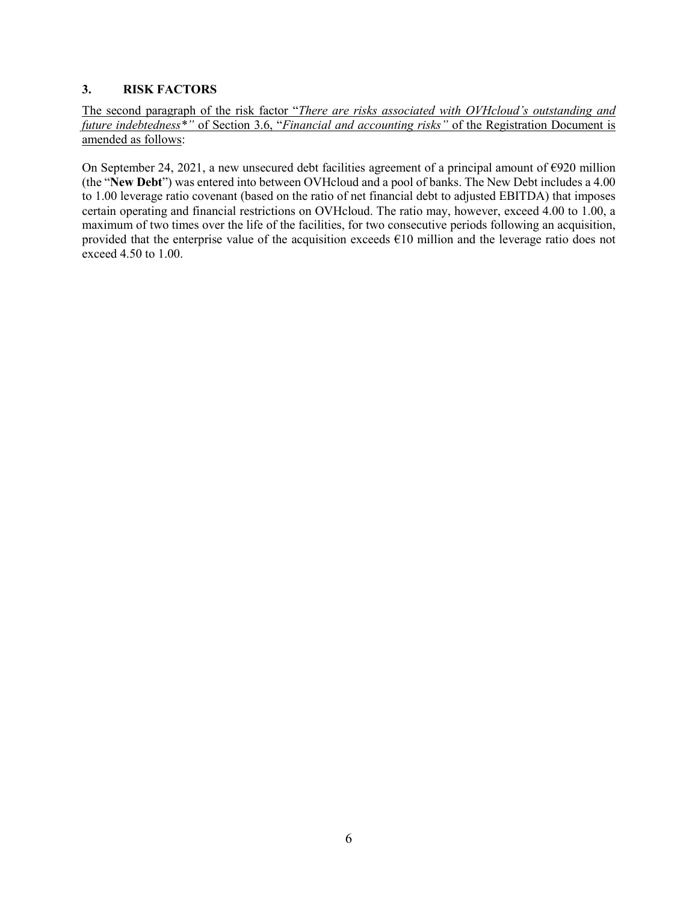## 3. RISK FACTORS

<u>The second paragraph of the risk factor "*There are risks associated with OVHcloud's outstanding and future indebtedness\**" of Section 3.6, "*Financial and accounting risks*" of the Registration Document is amended as follows</u>:

On September 24, 2021, a new unsecured debt facilities agreement of a principal amount of €920 million (the "**New Debt**") was entered into between OVHcloud and a pool of banks. The New Debt includes a 4.00 to 1.00 leverage ratio covenant (based on the ratio of net financial debt to adjusted EBITDA) that imposes certain operating and financial restrictions on OVHcloud. The ratio may, however, exceed 4.00 to 1.00, a maximum of two times over the life of the facilities, for two consecutive periods following an acquisition, provided that the enterprise value of the acquisition exceeds €10 million and the leverage ratio does not exceed 4.50 to 1.00.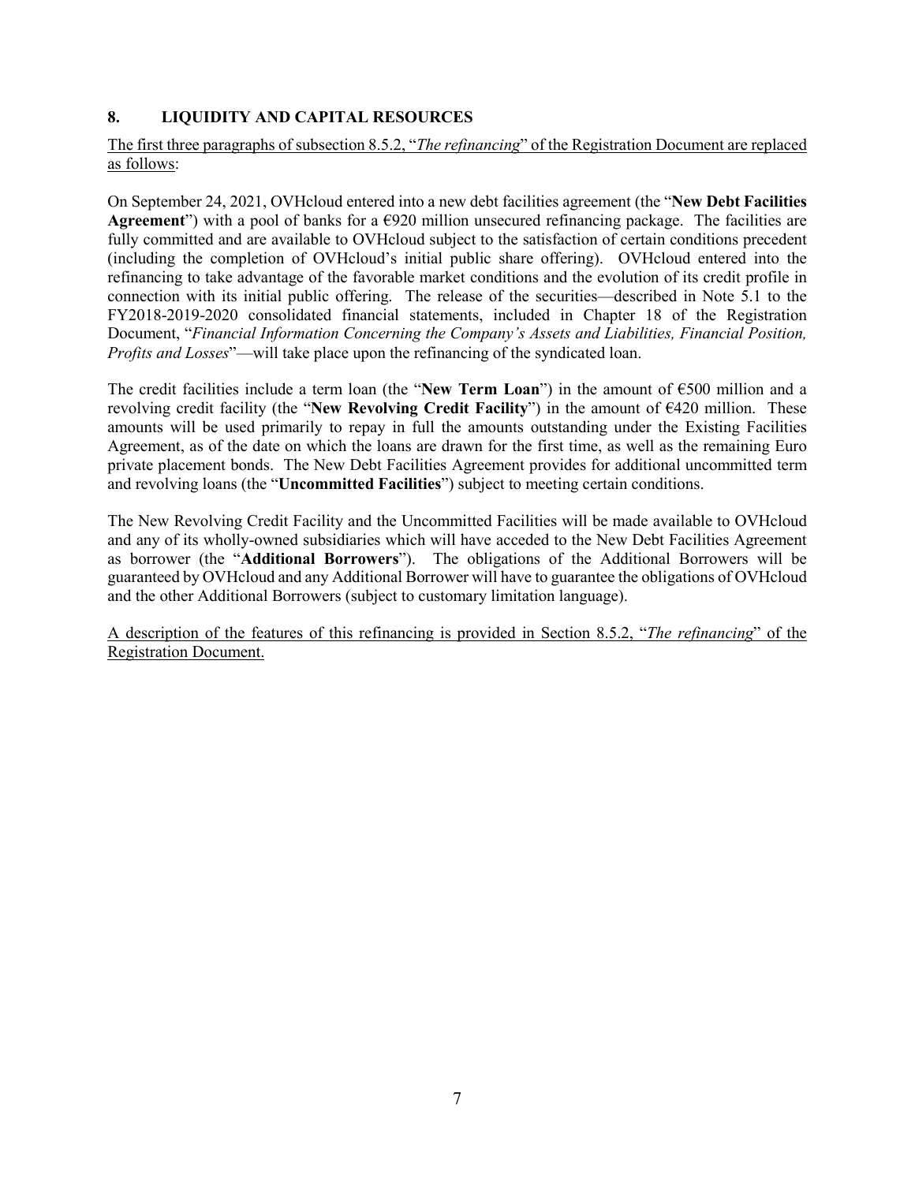## 8. LIQUIDITY AND CAPITAL RESOURCES

<u>The first three paragraphs of subsection 8.5.2, "*The refinancing*" of the Registration Document are replaced as follows</u>:

On September 24, 2021, OVHcloud entered into a new debt facilities agreement (the "**New Debt Facilities Agreement**") with a pool of banks for a €920 million unsecured refinancing package. The facilities are fully committed and are available to OVHcloud subject to the satisfaction of certain conditions precedent (including the completion of OVHcloud's initial public share offering). OVHcloud entered into the refinancing to take advantage of the favorable market conditions and the evolution of its credit profile in connection with its initial public offering. The release of the securities—described in Note 5.1 to the FY2018-2019-2020 consolidated financial statements, included in Chapter 18 of the Registration Document, "*Financial Information Concerning the Company's Assets and Liabilities, Financial Position, Profits and Losses*"—will take place upon the refinancing of the syndicated loan.

The credit facilities include a term loan (the "**New Term Loan**") in the amount of €500 million and a revolving credit facility (the "**New Revolving Credit Facility**") in the amount of €420 million. These amounts will be used primarily to repay in full the amounts outstanding under the Existing Facilities Agreement, as of the date on which the loans are drawn for the first time, as well as the remaining Euro private placement bonds. The New Debt Facilities Agreement provides for additional uncommitted term and revolving loans (the "**Uncommitted Facilities**") subject to meeting certain conditions.

The New Revolving Credit Facility and the Uncommitted Facilities will be made available to OVHcloud and any of its wholly-owned subsidiaries which will have acceded to the New Debt Facilities Agreement as borrower (the "**Additional Borrowers**"). The obligations of the Additional Borrowers will be guaranteed by OVHcloud and any Additional Borrower will have to guarantee the obligations of OVHcloud and the other Additional Borrowers (subject to customary limitation language).

<u>A description of the features of this refinancing is provided in Section 8.5.2, "*The refinancing*" of the Registration Document.</u>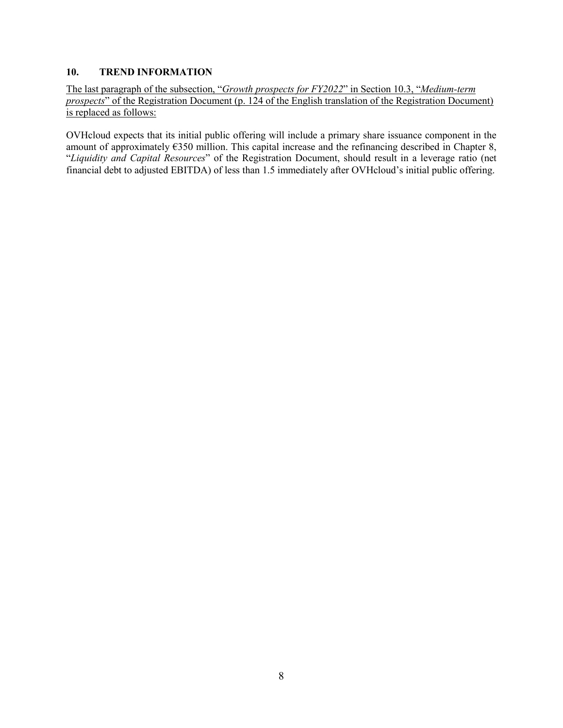## 10. TREND INFORMATION

<u>The last paragraph of the subsection, "*Growth prospects for FY2022*" in Section 10.3, "*Medium-term prospects*" of the Registration Document (p. 124 of the English translation of the Registration Document) is replaced as follows:</u>

OVHcloud expects that its initial public offering will include a primary share issuance component in the amount of approximately €350 million. This capital increase and the refinancing described in Chapter 8, "*Liquidity and Capital Resources*" of the Registration Document, should result in a leverage ratio (net financial debt to adjusted EBITDA) of less than 1.5 immediately after OVHcloud's initial public offering.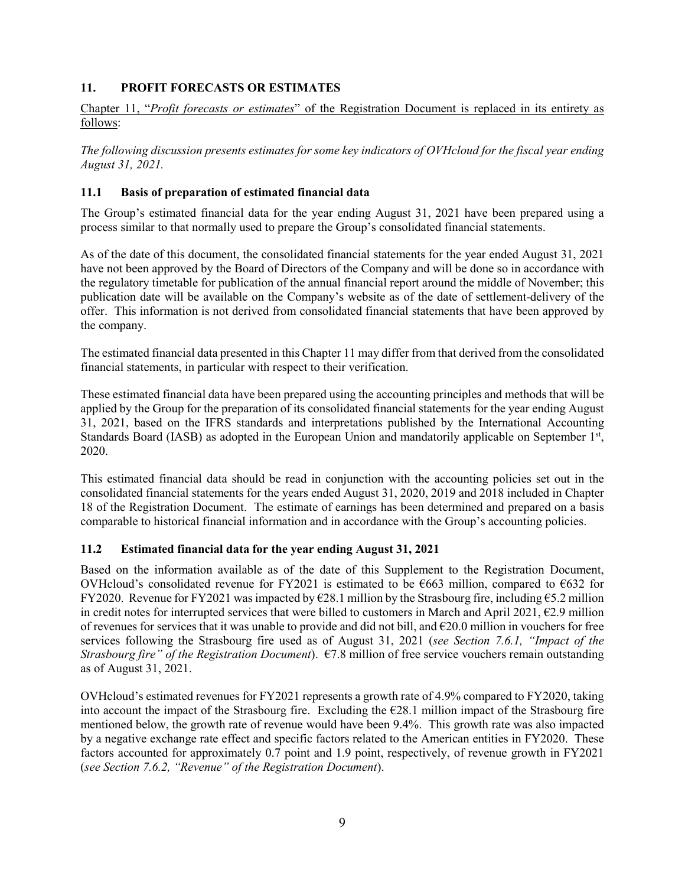## 11. PROFIT FORECASTS OR ESTIMATES

Chapter 11, "*Profit forecasts or estimates*" of the Registration Document is replaced in its entirety as follows:

*The following discussion presents estimates for some key indicators of OVHcloud for the fiscal year ending August 31, 2021.*

### 11.1 Basis of preparation of estimated financial data

The Group's estimated financial data for the year ending August 31, 2021 have been prepared using a process similar to that normally used to prepare the Group's consolidated financial statements.

As of the date of this document, the consolidated financial statements for the year ended August 31, 2021 have not been approved by the Board of Directors of the Company and will be done so in accordance with the regulatory timetable for publication of the annual financial report around the middle of November; this publication date will be available on the Company's website as of the date of settlement-delivery of the offer. This information is not derived from consolidated financial statements that have been approved by the company.

The estimated financial data presented in this Chapter 11 may differ from that derived from the consolidated financial statements, in particular with respect to their verification.

These estimated financial data have been prepared using the accounting principles and methods that will be applied by the Group for the preparation of its consolidated financial statements for the year ending August 31, 2021, based on the IFRS standards and interpretations published by the International Accounting Standards Board (IASB) as adopted in the European Union and mandatorily applicable on September 1st, 2020.

This estimated financial data should be read in conjunction with the accounting policies set out in the consolidated financial statements for the years ended August 31, 2020, 2019 and 2018 included in Chapter 18 of the Registration Document. The estimate of earnings has been determined and prepared on a basis comparable to historical financial information and in accordance with the Group's accounting policies.

### 11.2 Estimated financial data for the year ending August 31, 2021

Based on the information available as of the date of this Supplement to the Registration Document, OVHcloud's consolidated revenue for FY2021 is estimated to be €663 million, compared to €632 for FY2020. Revenue for FY2021 was impacted by €28.1 million by the Strasbourg fire, including €5.2 million in credit notes for interrupted services that were billed to customers in March and April 2021, €2.9 million of revenues for services that it was unable to provide and did not bill, and €20.0 million in vouchers for free services following the Strasbourg fire used as of August 31, 2021 (*see Section 7.6.1, "Impact of the Strasbourg fire" of the Registration Document*). €7.8 million of free service vouchers remain outstanding as of August 31, 2021.

OVHcloud's estimated revenues for FY2021 represents a growth rate of 4.9% compared to FY2020, taking into account the impact of the Strasbourg fire. Excluding the €28.1 million impact of the Strasbourg fire mentioned below, the growth rate of revenue would have been 9.4%. This growth rate was also impacted by a negative exchange rate effect and specific factors related to the American entities in FY2020. These factors accounted for approximately 0.7 point and 1.9 point, respectively, of revenue growth in FY2021 (*see Section 7.6.2, "Revenue" of the Registration Document*).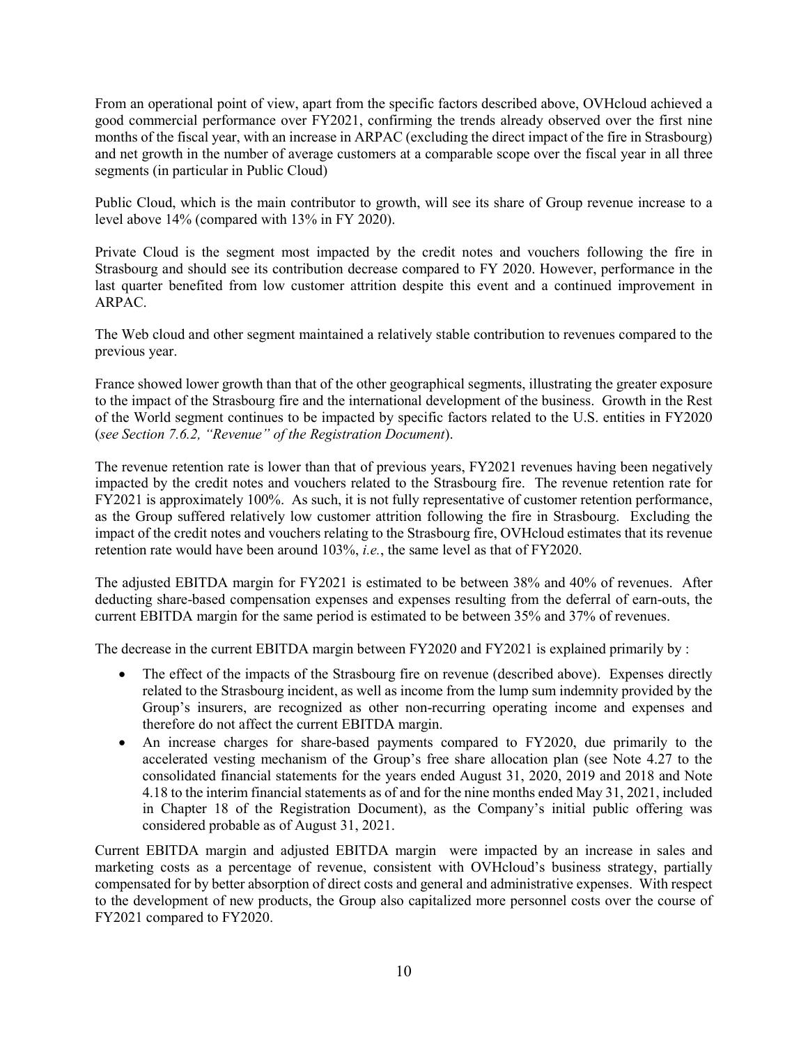From an operational point of view, apart from the specific factors described above, OVHcloud achieved a good commercial performance over FY2021, confirming the trends already observed over the first nine months of the fiscal year, with an increase in ARPAC (excluding the direct impact of the fire in Strasbourg) and net growth in the number of average customers at a comparable scope over the fiscal year in all three segments (in particular in Public Cloud)

Public Cloud, which is the main contributor to growth, will see its share of Group revenue increase to a level above 14% (compared with 13% in FY 2020).

Private Cloud is the segment most impacted by the credit notes and vouchers following the fire in Strasbourg and should see its contribution decrease compared to FY 2020. However, performance in the last quarter benefited from low customer attrition despite this event and a continued improvement in ARPAC.

The Web cloud and other segment maintained a relatively stable contribution to revenues compared to the previous year.

France showed lower growth than that of the other geographical segments, illustrating the greater exposure to the impact of the Strasbourg fire and the international development of the business. Growth in the Rest of the World segment continues to be impacted by specific factors related to the U.S. entities in FY2020 (*see Section 7.6.2, "Revenue" of the Registration Document*).

The revenue retention rate is lower than that of previous years, FY2021 revenues having been negatively impacted by the credit notes and vouchers related to the Strasbourg fire. The revenue retention rate for FY2021 is approximately 100%. As such, it is not fully representative of customer retention performance, as the Group suffered relatively low customer attrition following the fire in Strasbourg. Excluding the impact of the credit notes and vouchers relating to the Strasbourg fire, OVHcloud estimates that its revenue retention rate would have been around 103%, *i.e.*, the same level as that of FY2020.

The adjusted EBITDA margin for FY2021 is estimated to be between 38% and 40% of revenues. After deducting share-based compensation expenses and expenses resulting from the deferral of earn-outs, the current EBITDA margin for the same period is estimated to be between 35% and 37% of revenues.

The decrease in the current EBITDA margin between FY2020 and FY2021 is explained primarily by :

- The effect of the impacts of the Strasbourg fire on revenue (described above). Expenses directly related to the Strasbourg incident, as well as income from the lump sum indemnity provided by the Group's insurers, are recognized as other non-recurring operating income and expenses and therefore do not affect the current EBITDA margin.
- An increase charges for share-based payments compared to FY2020, due primarily to the accelerated vesting mechanism of the Group's free share allocation plan (see Note 4.27 to the consolidated financial statements for the years ended August 31, 2020, 2019 and 2018 and Note 4.18 to the interim financial statements as of and for the nine months ended May 31, 2021, included in Chapter 18 of the Registration Document), as the Company's initial public offering was considered probable as of August 31, 2021.

Current EBITDA margin and adjusted EBITDA margin were impacted by an increase in sales and marketing costs as a percentage of revenue, consistent with OVHcloud's business strategy, partially compensated for by better absorption of direct costs and general and administrative expenses. With respect to the development of new products, the Group also capitalized more personnel costs over the course of FY2021 compared to FY2020.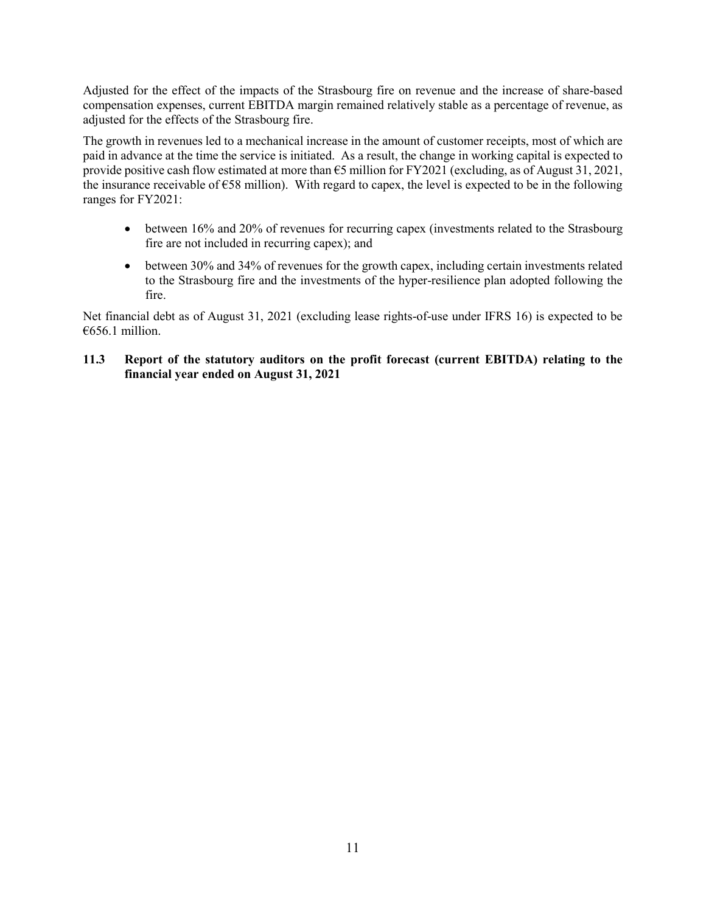Adjusted for the effect of the impacts of the Strasbourg fire on revenue and the increase of share-based compensation expenses, current EBITDA margin remained relatively stable as a percentage of revenue, as adjusted for the effects of the Strasbourg fire.

The growth in revenues led to a mechanical increase in the amount of customer receipts, most of which are paid in advance at the time the service is initiated. As a result, the change in working capital is expected to provide positive cash flow estimated at more than €5 million for FY2021 (excluding, as of August 31, 2021, the insurance receivable of €58 million). With regard to capex, the level is expected to be in the following ranges for FY2021:

- between 16% and 20% of revenues for recurring capex (investments related to the Strasbourg fire are not included in recurring capex); and
- between 30% and 34% of revenues for the growth capex, including certain investments related to the Strasbourg fire and the investments of the hyper-resilience plan adopted following the fire.

Net financial debt as of August 31, 2021 (excluding lease rights-of-use under IFRS 16) is expected to be €656.1 million.

### 11.3 Report of the statutory auditors on the profit forecast (current EBITDA) relating to the financial year ended on August 31, 2021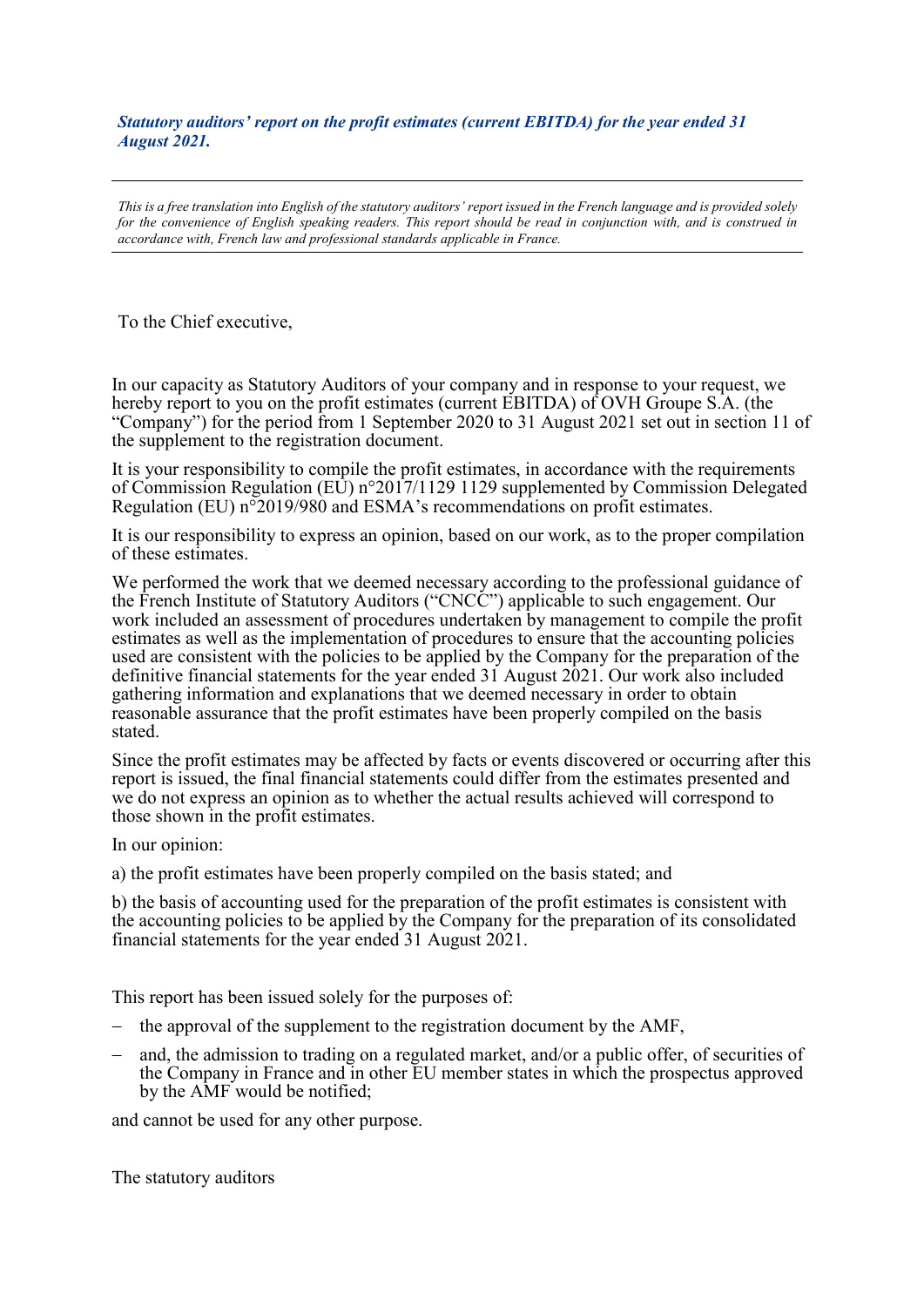***Statutory auditors' report on the profit estimates (current EBITDA) for the year ended 31 August 2021.***

---

*This is a free translation into English of the statutory auditors' report issued in the French language and is provided solely for the convenience of English speaking readers. This report should be read in conjunction with, and is construed in accordance with, French law and professional standards applicable in France.*

---

To the Chief executive,

In our capacity as Statutory Auditors of your company and in response to your request, we hereby report to you on the profit estimates (current EBITDA) of OVH Groupe S.A. (the "Company") for the period from 1 September 2020 to 31 August 2021 set out in section 11 of the supplement to the registration document.

It is your responsibility to compile the profit estimates, in accordance with the requirements of Commission Regulation (EU) n°2017/1129 1129 supplemented by Commission Delegated Regulation (EU) n°2019/980 and ESMA's recommendations on profit estimates.

It is our responsibility to express an opinion, based on our work, as to the proper compilation of these estimates.

We performed the work that we deemed necessary according to the professional guidance of the French Institute of Statutory Auditors ("CNCC") applicable to such engagement. Our work included an assessment of procedures undertaken by management to compile the profit estimates as well as the implementation of procedures to ensure that the accounting policies used are consistent with the policies to be applied by the Company for the preparation of the definitive financial statements for the year ended 31 August 2021. Our work also included gathering information and explanations that we deemed necessary in order to obtain reasonable assurance that the profit estimates have been properly compiled on the basis stated.

Since the profit estimates may be affected by facts or events discovered or occurring after this report is issued, the final financial statements could differ from the estimates presented and we do not express an opinion as to whether the actual results achieved will correspond to those shown in the profit estimates.

In our opinion:

a) the profit estimates have been properly compiled on the basis stated; and

b) the basis of accounting used for the preparation of the profit estimates is consistent with the accounting policies to be applied by the Company for the preparation of its consolidated financial statements for the year ended 31 August 2021.

This report has been issued solely for the purposes of:

- the approval of the supplement to the registration document by the AMF,
- and, the admission to trading on a regulated market, and/or a public offer, of securities of the Company in France and in other EU member states in which the prospectus approved by the AMF would be notified;

and cannot be used for any other purpose.

The statutory auditors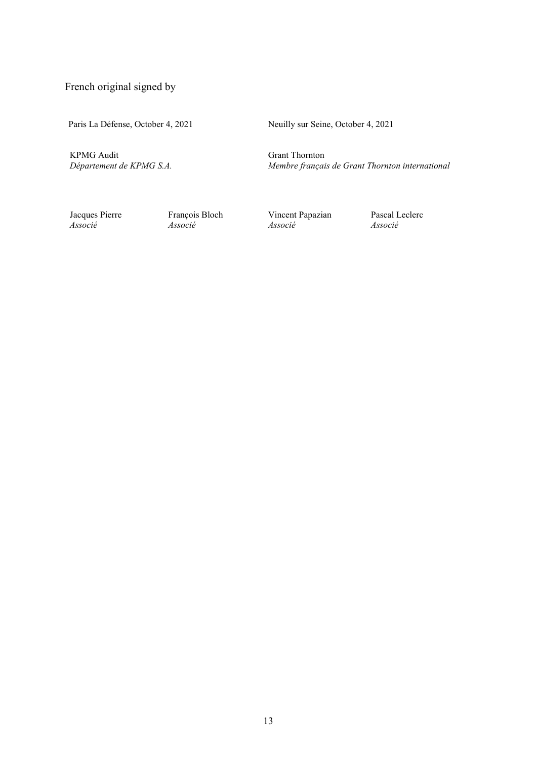French original signed by

| Paris La Défense, October 4, 2021 | | Neuilly sur Seine, October 4, 2021 | |
|---|---|---|---|
| KPMG Audit<br>*Département de KPMG S.A.* | | Grant Thornton<br>*Membre français de Grant Thornton international* | |
| Jacques Pierre<br>*Associé* | François Bloch<br>*Associé* | Vincent Papazian<br>*Associé* | Pascal Leclerc<br>*Associé* |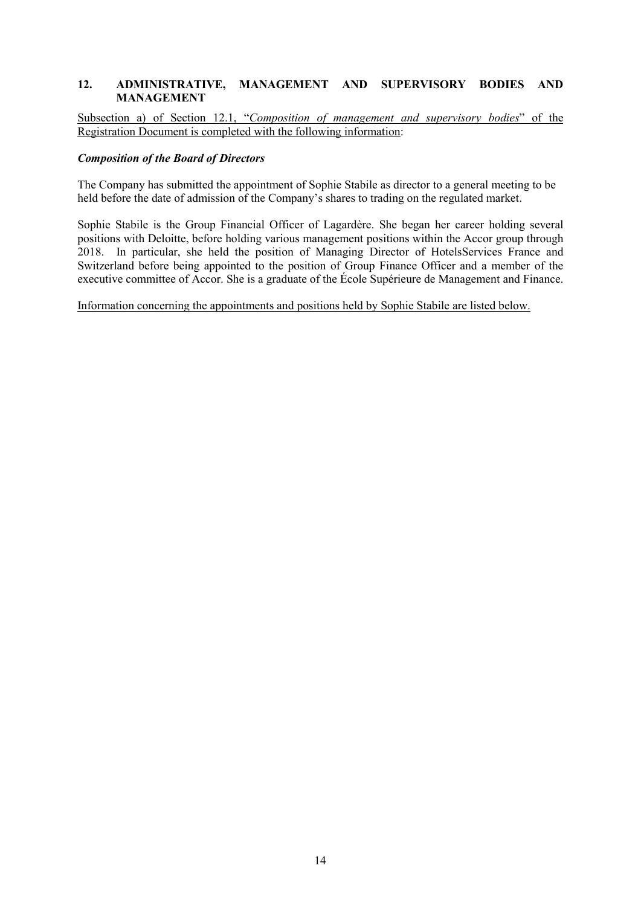## 12. ADMINISTRATIVE, MANAGEMENT AND SUPERVISORY BODIES AND MANAGEMENT

<u>Subsection a) of Section 12.1, "*Composition of management and supervisory bodies*" of the Registration Document is completed with the following information</u>:

***Composition of the Board of Directors***

The Company has submitted the appointment of Sophie Stabile as director to a general meeting to be held before the date of admission of the Company's shares to trading on the regulated market.

Sophie Stabile is the Group Financial Officer of Lagardère. She began her career holding several positions with Deloitte, before holding various management positions within the Accor group through 2018. In particular, she held the position of Managing Director of HotelsServices France and Switzerland before being appointed to the position of Group Finance Officer and a member of the executive committee of Accor. She is a graduate of the École Supérieure de Management and Finance.

<u>Information concerning the appointments and positions held by Sophie Stabile are listed below.</u>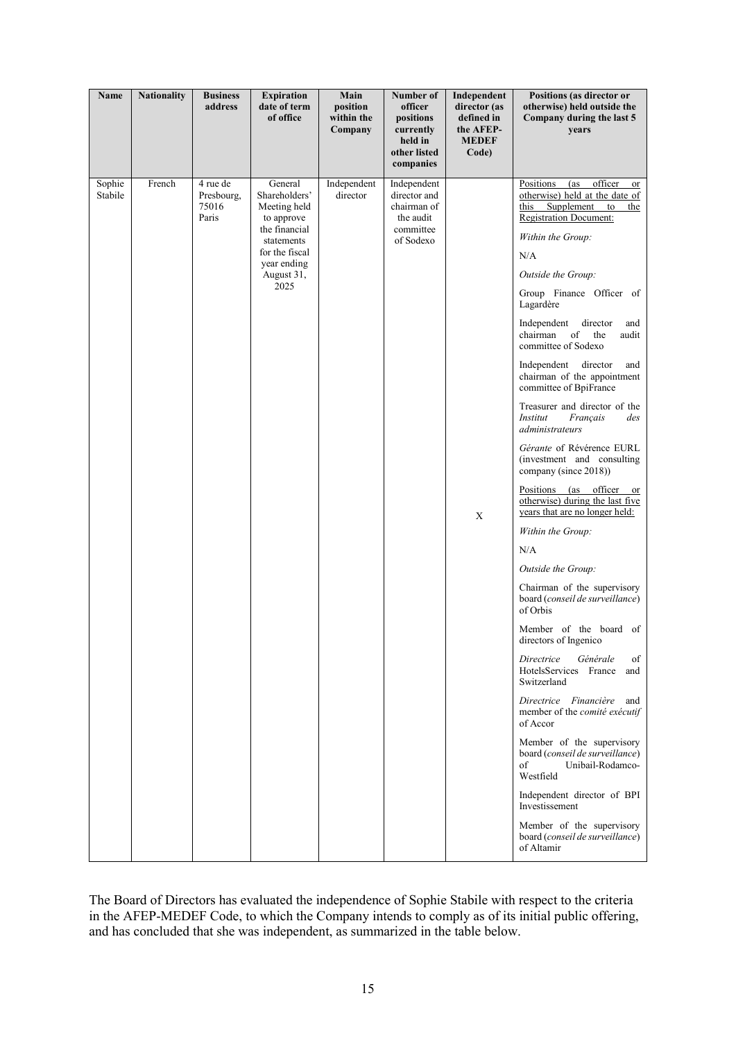| Name | Nationality | Business address | Expiration date of term of office | Main position within the Company | Number of officer positions currently held in other listed companies | Independent director (as defined in the AFEP-MEDEF Code) | Positions (as director or otherwise) held outside the Company during the last 5 years |
|---|---|---|---|---|---|---|---|
| Sophie Stabile | French | 4 rue de Presbourg, 75016 Paris | General Shareholders' Meeting held to approve the financial statements for the fiscal year ending August 31, 2025 | Independent director | Independent director and chairman of the audit committee of Sodexo | X | Positions (as officer or otherwise) held at the date of this Supplement to the Registration Document:<br><br>*Within the Group:*<br><br>N/A<br><br>*Outside the Group:*<br><br>Group Finance Officer of Lagardère<br><br>Independent director and chairman of the audit committee of Sodexo<br><br>Independent director and chairman of the appointment committee of BpiFrance<br><br>Treasurer and director of the *Institut Français des administrateurs*<br><br>*Gérante* of Révérence EURL (investment and consulting company (since 2018))<br><br>Positions (as officer or otherwise) during the last five years that are no longer held:<br><br>*Within the Group:*<br><br>N/A<br><br>*Outside the Group:*<br><br>Chairman of the supervisory board (*conseil de surveillance*) of Orbis<br><br>Member of the board of directors of Ingenico<br><br>*Directrice Générale* of HotelsServices France and Switzerland<br><br>*Directrice Financière* and member of the *comité exécutif* of Accor<br><br>Member of the supervisory board (*conseil de surveillance*) of Unibail-Rodamco-Westfield<br><br>Independent director of BPI Investissement<br><br>Member of the supervisory board (*conseil de surveillance*) of Altamir |

The Board of Directors has evaluated the independence of Sophie Stabile with respect to the criteria in the AFEP-MEDEF Code, to which the Company intends to comply as of its initial public offering, and has concluded that she was independent, as summarized in the table below.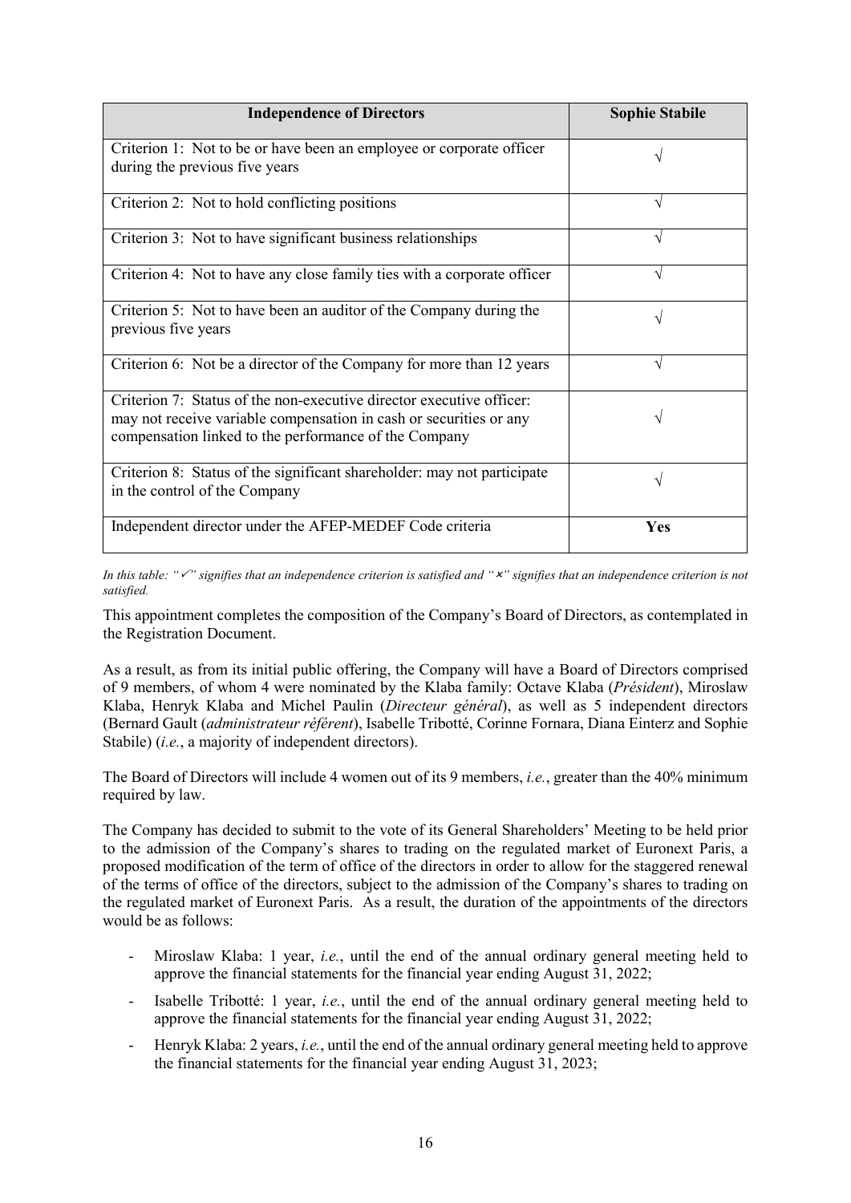| Independence of Directors | Sophie Stabile |
| --- | --- |
| Criterion 1: Not to be or have been an employee or corporate officer during the previous five years | √ |
| Criterion 2: Not to hold conflicting positions | √ |
| Criterion 3: Not to have significant business relationships | √ |
| Criterion 4: Not to have any close family ties with a corporate officer | √ |
| Criterion 5: Not to have been an auditor of the Company during the previous five years | √ |
| Criterion 6: Not be a director of the Company for more than 12 years | √ |
| Criterion 7: Status of the non-executive director executive officer: may not receive variable compensation in cash or securities or any compensation linked to the performance of the Company | √ |
| Criterion 8: Status of the significant shareholder: may not participate in the control of the Company | √ |
| Independent director under the AFEP-MEDEF Code criteria | **Yes** |

*In this table: "✓" signifies that an independence criterion is satisfied and "✗" signifies that an independence criterion is not satisfied.*

This appointment completes the composition of the Company's Board of Directors, as contemplated in the Registration Document.

As a result, as from its initial public offering, the Company will have a Board of Directors comprised of 9 members, of whom 4 were nominated by the Klaba family: Octave Klaba (*Président*), Miroslaw Klaba, Henryk Klaba and Michel Paulin (*Directeur général*), as well as 5 independent directors (Bernard Gault (*administrateur référent*), Isabelle Tribotté, Corinne Fornara, Diana Einterz and Sophie Stabile) (*i.e.*, a majority of independent directors).

The Board of Directors will include 4 women out of its 9 members, *i.e.*, greater than the 40% minimum required by law.

The Company has decided to submit to the vote of its General Shareholders' Meeting to be held prior to the admission of the Company's shares to trading on the regulated market of Euronext Paris, a proposed modification of the term of office of the directors in order to allow for the staggered renewal of the terms of office of the directors, subject to the admission of the Company's shares to trading on the regulated market of Euronext Paris. As a result, the duration of the appointments of the directors would be as follows:

- Miroslaw Klaba: 1 year, *i.e.*, until the end of the annual ordinary general meeting held to approve the financial statements for the financial year ending August 31, 2022;
- Isabelle Tribotté: 1 year, *i.e.*, until the end of the annual ordinary general meeting held to approve the financial statements for the financial year ending August 31, 2022;
- Henryk Klaba: 2 years, *i.e.*, until the end of the annual ordinary general meeting held to approve the financial statements for the financial year ending August 31, 2023;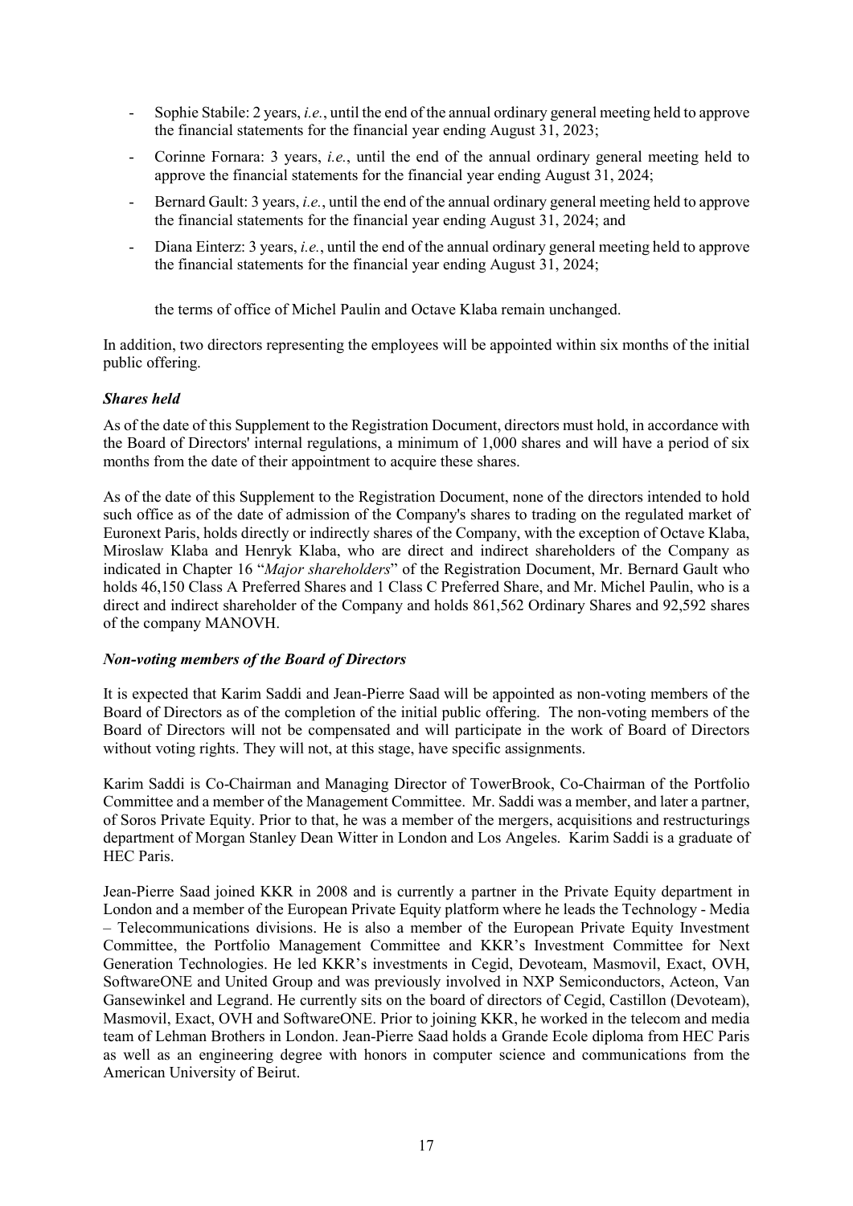- Sophie Stabile: 2 years, *i.e.*, until the end of the annual ordinary general meeting held to approve the financial statements for the financial year ending August 31, 2023;
- Corinne Fornara: 3 years, *i.e.*, until the end of the annual ordinary general meeting held to approve the financial statements for the financial year ending August 31, 2024;
- Bernard Gault: 3 years, *i.e.*, until the end of the annual ordinary general meeting held to approve the financial statements for the financial year ending August 31, 2024; and
- Diana Einterz: 3 years, *i.e.*, until the end of the annual ordinary general meeting held to approve the financial statements for the financial year ending August 31, 2024;

the terms of office of Michel Paulin and Octave Klaba remain unchanged.

In addition, two directors representing the employees will be appointed within six months of the initial public offering.

***Shares held***

As of the date of this Supplement to the Registration Document, directors must hold, in accordance with the Board of Directors' internal regulations, a minimum of 1,000 shares and will have a period of six months from the date of their appointment to acquire these shares.

As of the date of this Supplement to the Registration Document, none of the directors intended to hold such office as of the date of admission of the Company's shares to trading on the regulated market of Euronext Paris, holds directly or indirectly shares of the Company, with the exception of Octave Klaba, Miroslaw Klaba and Henryk Klaba, who are direct and indirect shareholders of the Company as indicated in Chapter 16 "*Major shareholders*" of the Registration Document, Mr. Bernard Gault who holds 46,150 Class A Preferred Shares and 1 Class C Preferred Share, and Mr. Michel Paulin, who is a direct and indirect shareholder of the Company and holds 861,562 Ordinary Shares and 92,592 shares of the company MANOVH.

***Non-voting members of the Board of Directors***

It is expected that Karim Saddi and Jean-Pierre Saad will be appointed as non-voting members of the Board of Directors as of the completion of the initial public offering. The non-voting members of the Board of Directors will not be compensated and will participate in the work of Board of Directors without voting rights. They will not, at this stage, have specific assignments.

Karim Saddi is Co-Chairman and Managing Director of TowerBrook, Co-Chairman of the Portfolio Committee and a member of the Management Committee. Mr. Saddi was a member, and later a partner, of Soros Private Equity. Prior to that, he was a member of the mergers, acquisitions and restructurings department of Morgan Stanley Dean Witter in London and Los Angeles. Karim Saddi is a graduate of HEC Paris.

Jean-Pierre Saad joined KKR in 2008 and is currently a partner in the Private Equity department in London and a member of the European Private Equity platform where he leads the Technology - Media – Telecommunications divisions. He is also a member of the European Private Equity Investment Committee, the Portfolio Management Committee and KKR's Investment Committee for Next Generation Technologies. He led KKR's investments in Cegid, Devoteam, Masmovil, Exact, OVH, SoftwareONE and United Group and was previously involved in NXP Semiconductors, Acteon, Van Gansewinkel and Legrand. He currently sits on the board of directors of Cegid, Castillon (Devoteam), Masmovil, Exact, OVH and SoftwareONE. Prior to joining KKR, he worked in the telecom and media team of Lehman Brothers in London. Jean-Pierre Saad holds a Grande Ecole diploma from HEC Paris as well as an engineering degree with honors in computer science and communications from the American University of Beirut.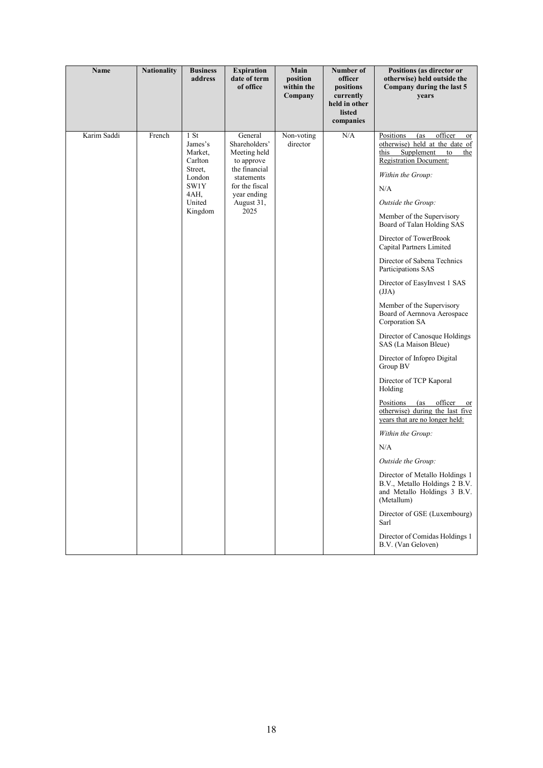| Name | Nationality | Business address | Expiration date of term of office | Main position within the Company | Number of officer positions currently held in other listed companies | Positions (as director or otherwise) held outside the Company during the last 5 years |
|---|---|---|---|---|---|---|
| Karim Saddi | French | 1 St James's Market, Carlton Street, London SW1Y 4AH, United Kingdom | General Shareholders' Meeting held to approve the financial statements for the fiscal year ending August 31, 2025 | Non-voting director | N/A | Positions (as officer or otherwise) held at the date of this Supplement to the Registration Document:<br><br>*Within the Group:*<br><br>N/A<br><br>*Outside the Group:*<br><br>Member of the Supervisory Board of Talan Holding SAS<br><br>Director of TowerBrook Capital Partners Limited<br><br>Director of Sabena Technics Participations SAS<br><br>Director of EasyInvest 1 SAS (JJA)<br><br>Member of the Supervisory Board of Aernnova Aerospace Corporation SA<br><br>Director of Canosque Holdings SAS (La Maison Bleue)<br><br>Director of Infopro Digital Group BV<br><br>Director of TCP Kaporal Holding<br><br>Positions (as officer or otherwise) during the last five years that are no longer held:<br><br>*Within the Group:*<br><br>N/A<br><br>*Outside the Group:*<br><br>Director of Metallo Holdings 1 B.V., Metallo Holdings 2 B.V. and Metallo Holdings 3 B.V. (Metallum)<br><br>Director of GSE (Luxembourg) Sarl<br><br>Director of Comidas Holdings 1 B.V. (Van Geloven) |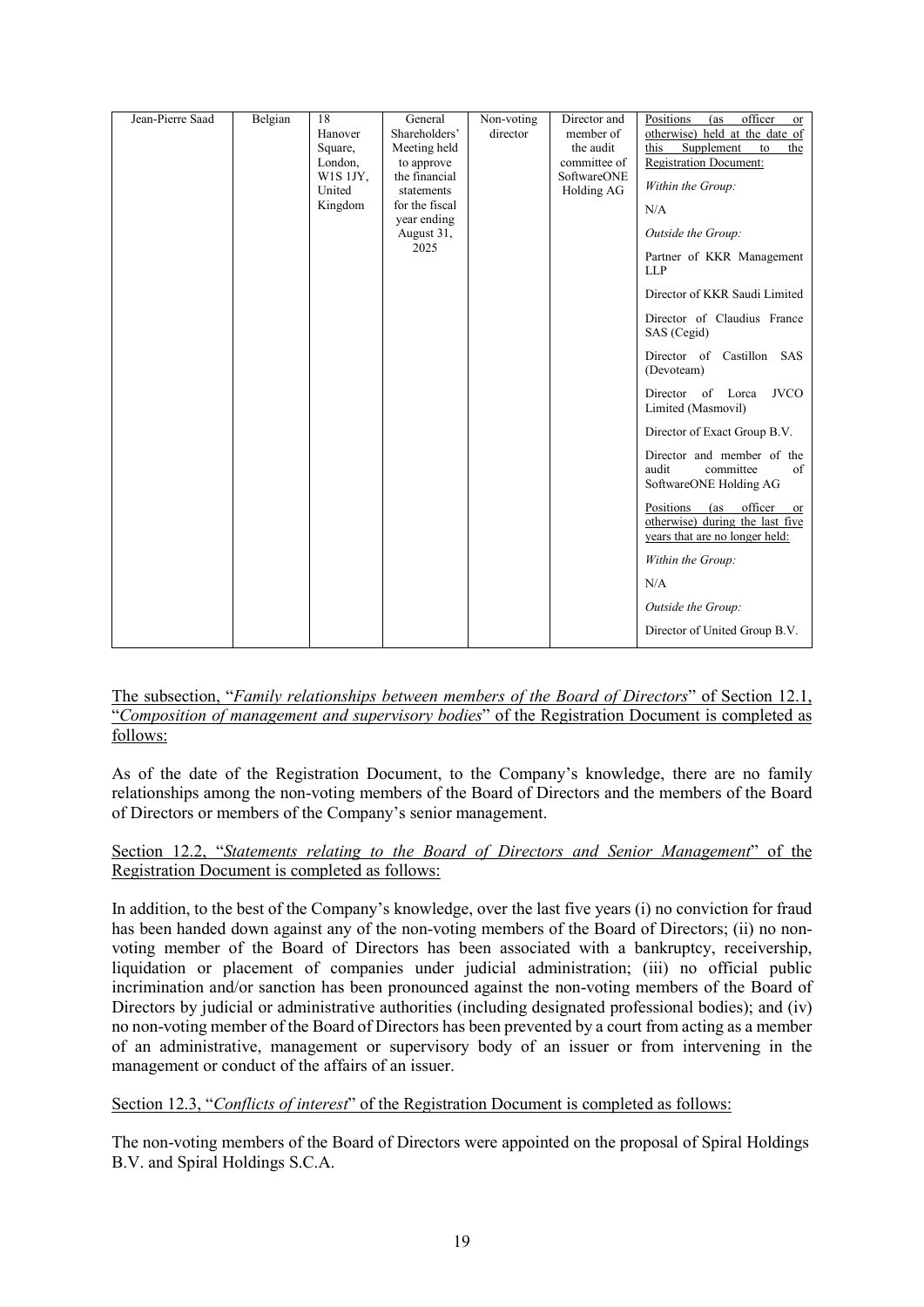| Jean-Pierre Saad | Belgian | 18 Hanover Square, London, W1S 1JY, United Kingdom | General Shareholders' Meeting held to approve the financial statements for the fiscal year ending August 31, 2025 | Non-voting director | Director and member of the audit committee of SoftwareONE Holding AG | <u>Positions (as officer or otherwise) held at the date of this Supplement to the Registration Document:</u><br>*Within the Group:*<br>N/A<br>*Outside the Group:*<br>Partner of KKR Management LLP<br>Director of KKR Saudi Limited<br>Director of Claudius France SAS (Cegid)<br>Director of Castillon SAS (Devoteam)<br>Director of Lorca JVCO Limited (Masmovil)<br>Director of Exact Group B.V.<br>Director and member of the audit committee of SoftwareONE Holding AG<br><u>Positions (as officer or otherwise) during the last five years that are no longer held:</u><br>*Within the Group:*<br>N/A<br>*Outside the Group:*<br>Director of United Group B.V. |
|---|---|---|---|---|---|---|

<u>The subsection, "*Family relationships between members of the Board of Directors*" of Section 12.1, "*Composition of management and supervisory bodies*" of the Registration Document is completed as follows:</u>

As of the date of the Registration Document, to the Company's knowledge, there are no family relationships among the non-voting members of the Board of Directors and the members of the Board of Directors or members of the Company's senior management.

<u>Section 12.2, "*Statements relating to the Board of Directors and Senior Management*" of the Registration Document is completed as follows:</u>

In addition, to the best of the Company's knowledge, over the last five years (i) no conviction for fraud has been handed down against any of the non-voting members of the Board of Directors; (ii) no non-voting member of the Board of Directors has been associated with a bankruptcy, receivership, liquidation or placement of companies under judicial administration; (iii) no official public incrimination and/or sanction has been pronounced against the non-voting members of the Board of Directors by judicial or administrative authorities (including designated professional bodies); and (iv) no non-voting member of the Board of Directors has been prevented by a court from acting as a member of an administrative, management or supervisory body of an issuer or from intervening in the management or conduct of the affairs of an issuer.

<u>Section 12.3, "*Conflicts of interest*" of the Registration Document is completed as follows:</u>

The non-voting members of the Board of Directors were appointed on the proposal of Spiral Holdings B.V. and Spiral Holdings S.C.A.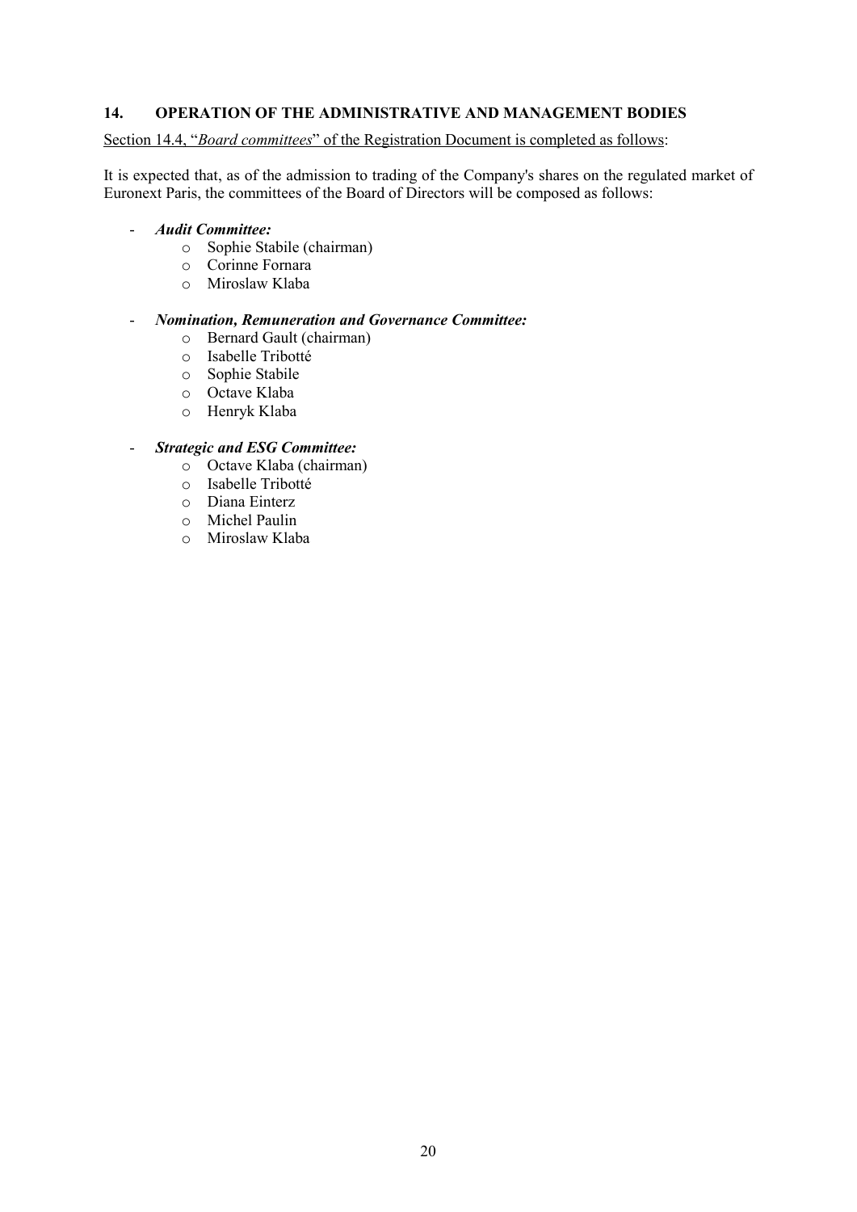## 14. OPERATION OF THE ADMINISTRATIVE AND MANAGEMENT BODIES

Section 14.4, "*Board committees*" of the Registration Document is completed as follows:

It is expected that, as of the admission to trading of the Company's shares on the regulated market of Euronext Paris, the committees of the Board of Directors will be composed as follows:

- ***Audit Committee:***
  - Sophie Stabile (chairman)
  - Corinne Fornara
  - Miroslaw Klaba

- ***Nomination, Remuneration and Governance Committee:***
  - Bernard Gault (chairman)
  - Isabelle Tribotté
  - Sophie Stabile
  - Octave Klaba
  - Henryk Klaba

- ***Strategic and ESG Committee:***
  - Octave Klaba (chairman)
  - Isabelle Tribotté
  - Diana Einterz
  - Michel Paulin
  - Miroslaw Klaba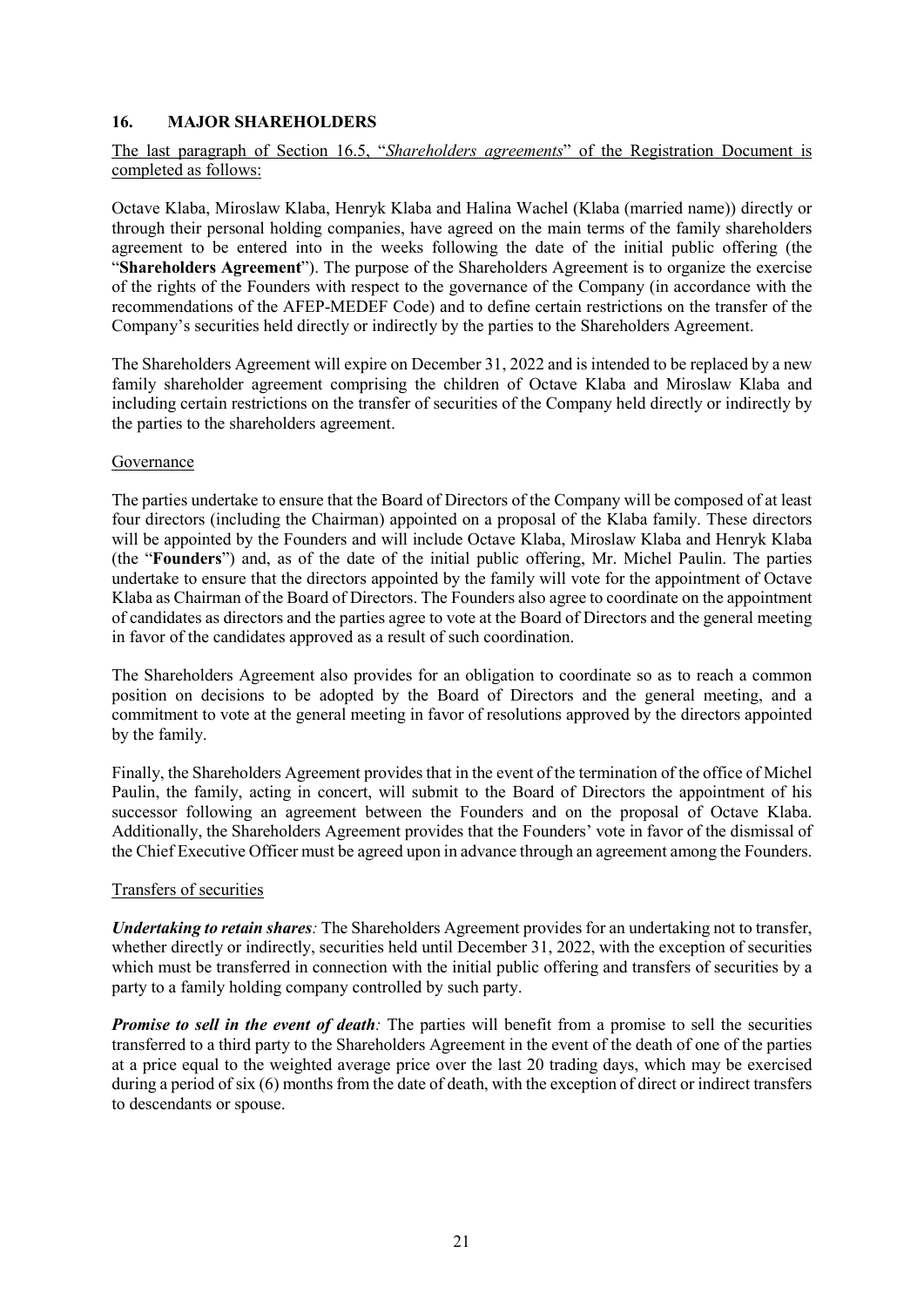## 16. MAJOR SHAREHOLDERS

The last paragraph of Section 16.5, "*Shareholders agreements*" of the Registration Document is completed as follows:

Octave Klaba, Miroslaw Klaba, Henryk Klaba and Halina Wachel (Klaba (married name)) directly or through their personal holding companies, have agreed on the main terms of the family shareholders agreement to be entered into in the weeks following the date of the initial public offering (the "**Shareholders Agreement**"). The purpose of the Shareholders Agreement is to organize the exercise of the rights of the Founders with respect to the governance of the Company (in accordance with the recommendations of the AFEP-MEDEF Code) and to define certain restrictions on the transfer of the Company's securities held directly or indirectly by the parties to the Shareholders Agreement.

The Shareholders Agreement will expire on December 31, 2022 and is intended to be replaced by a new family shareholder agreement comprising the children of Octave Klaba and Miroslaw Klaba and including certain restrictions on the transfer of securities of the Company held directly or indirectly by the parties to the shareholders agreement.

Governance

The parties undertake to ensure that the Board of Directors of the Company will be composed of at least four directors (including the Chairman) appointed on a proposal of the Klaba family. These directors will be appointed by the Founders and will include Octave Klaba, Miroslaw Klaba and Henryk Klaba (the "**Founders**") and, as of the date of the initial public offering, Mr. Michel Paulin. The parties undertake to ensure that the directors appointed by the family will vote for the appointment of Octave Klaba as Chairman of the Board of Directors. The Founders also agree to coordinate on the appointment of candidates as directors and the parties agree to vote at the Board of Directors and the general meeting in favor of the candidates approved as a result of such coordination.

The Shareholders Agreement also provides for an obligation to coordinate so as to reach a common position on decisions to be adopted by the Board of Directors and the general meeting, and a commitment to vote at the general meeting in favor of resolutions approved by the directors appointed by the family.

Finally, the Shareholders Agreement provides that in the event of the termination of the office of Michel Paulin, the family, acting in concert, will submit to the Board of Directors the appointment of his successor following an agreement between the Founders and on the proposal of Octave Klaba. Additionally, the Shareholders Agreement provides that the Founders' vote in favor of the dismissal of the Chief Executive Officer must be agreed upon in advance through an agreement among the Founders.

Transfers of securities

***Undertaking to retain shares****:* The Shareholders Agreement provides for an undertaking not to transfer, whether directly or indirectly, securities held until December 31, 2022, with the exception of securities which must be transferred in connection with the initial public offering and transfers of securities by a party to a family holding company controlled by such party.

***Promise to sell in the event of death****:* The parties will benefit from a promise to sell the securities transferred to a third party to the Shareholders Agreement in the event of the death of one of the parties at a price equal to the weighted average price over the last 20 trading days, which may be exercised during a period of six (6) months from the date of death, with the exception of direct or indirect transfers to descendants or spouse.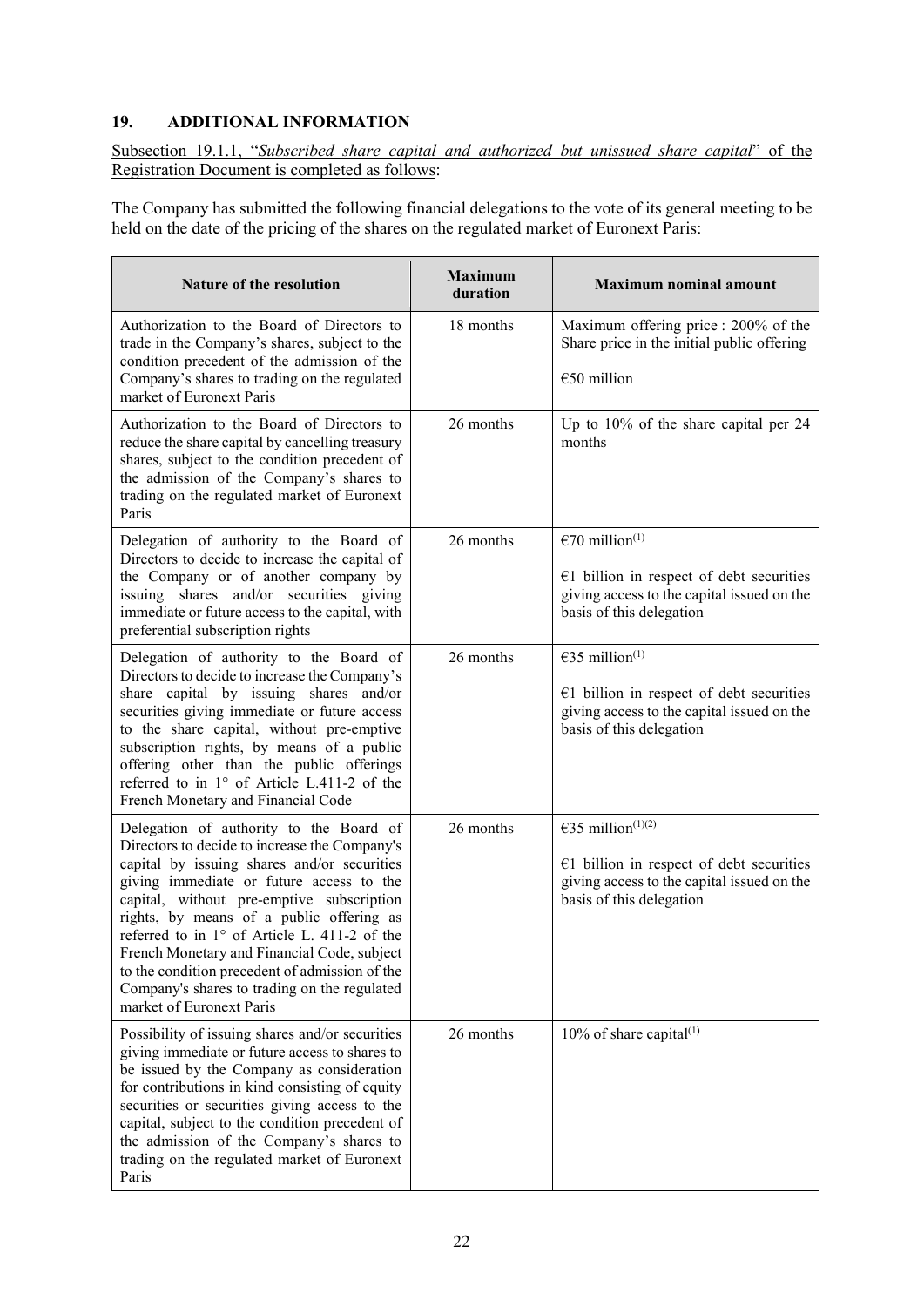## 19. ADDITIONAL INFORMATION

Subsection 19.1.1, "*Subscribed share capital and authorized but unissued share capital*" of the Registration Document is completed as follows:

The Company has submitted the following financial delegations to the vote of its general meeting to be held on the date of the pricing of the shares on the regulated market of Euronext Paris:

| Nature of the resolution | Maximum duration | Maximum nominal amount |
|---|---|---|
| Authorization to the Board of Directors to trade in the Company's shares, subject to the condition precedent of the admission of the Company's shares to trading on the regulated market of Euronext Paris | 18 months | Maximum offering price : 200% of the Share price in the initial public offering<br><br>€50 million |
| Authorization to the Board of Directors to reduce the share capital by cancelling treasury shares, subject to the condition precedent of the admission of the Company's shares to trading on the regulated market of Euronext Paris | 26 months | Up to 10% of the share capital per 24 months |
| Delegation of authority to the Board of Directors to decide to increase the capital of the Company or of another company by issuing shares and/or securities giving immediate or future access to the capital, with preferential subscription rights | 26 months | €70 million(1)<br><br>€1 billion in respect of debt securities giving access to the capital issued on the basis of this delegation |
| Delegation of authority to the Board of Directors to decide to increase the Company's share capital by issuing shares and/or securities giving immediate or future access to the share capital, without pre-emptive subscription rights, by means of a public offering other than the public offerings referred to in 1° of Article L.411-2 of the French Monetary and Financial Code | 26 months | €35 million(1)<br><br>€1 billion in respect of debt securities giving access to the capital issued on the basis of this delegation |
| Delegation of authority to the Board of Directors to decide to increase the Company's capital by issuing shares and/or securities giving immediate or future access to the capital, without pre-emptive subscription rights, by means of a public offering as referred to in 1° of Article L. 411-2 of the French Monetary and Financial Code, subject to the condition precedent of admission of the Company's shares to trading on the regulated market of Euronext Paris | 26 months | €35 million(1)(2)<br><br>€1 billion in respect of debt securities giving access to the capital issued on the basis of this delegation |
| Possibility of issuing shares and/or securities giving immediate or future access to shares to be issued by the Company as consideration for contributions in kind consisting of equity securities or securities giving access to the capital, subject to the condition precedent of the admission of the Company's shares to trading on the regulated market of Euronext Paris | 26 months | 10% of share capital(1) |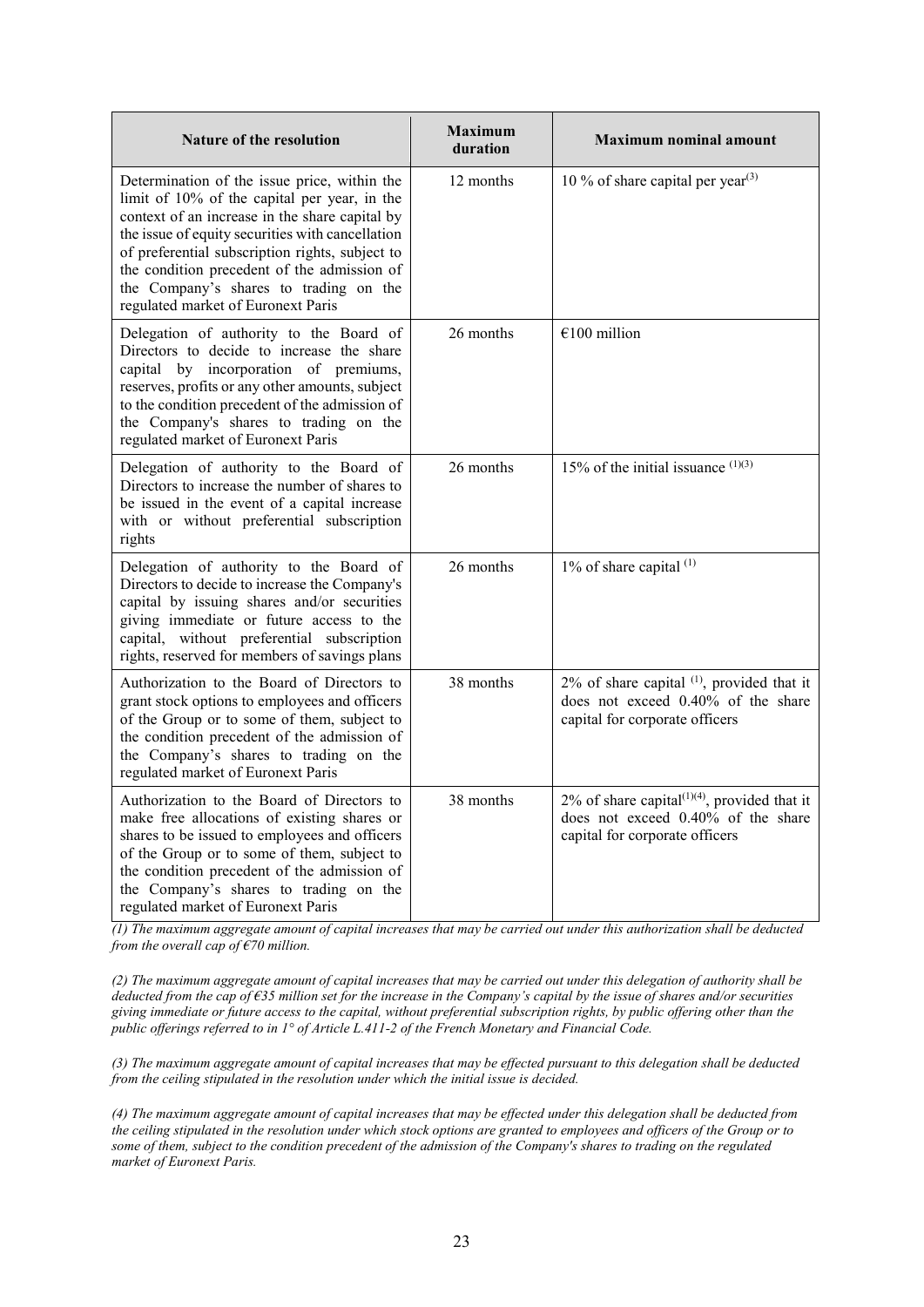| Nature of the resolution | Maximum duration | Maximum nominal amount |
|---|---|---|
| Determination of the issue price, within the limit of 10% of the capital per year, in the context of an increase in the share capital by the issue of equity securities with cancellation of preferential subscription rights, subject to the condition precedent of the admission of the Company's shares to trading on the regulated market of Euronext Paris | 12 months | 10 % of share capital per year(3) |
| Delegation of authority to the Board of Directors to decide to increase the share capital by incorporation of premiums, reserves, profits or any other amounts, subject to the condition precedent of the admission of the Company's shares to trading on the regulated market of Euronext Paris | 26 months | €100 million |
| Delegation of authority to the Board of Directors to increase the number of shares to be issued in the event of a capital increase with or without preferential subscription rights | 26 months | 15% of the initial issuance (1)(3) |
| Delegation of authority to the Board of Directors to decide to increase the Company's capital by issuing shares and/or securities giving immediate or future access to the capital, without preferential subscription rights, reserved for members of savings plans | 26 months | 1% of share capital (1) |
| Authorization to the Board of Directors to grant stock options to employees and officers of the Group or to some of them, subject to the condition precedent of the admission of the Company's shares to trading on the regulated market of Euronext Paris | 38 months | 2% of share capital (1), provided that it does not exceed 0.40% of the share capital for corporate officers |
| Authorization to the Board of Directors to make free allocations of existing shares or shares to be issued to employees and officers of the Group or to some of them, subject to the condition precedent of the admission of the Company's shares to trading on the regulated market of Euronext Paris | 38 months | 2% of share capital(1)(4), provided that it does not exceed 0.40% of the share capital for corporate officers |

*(1) The maximum aggregate amount of capital increases that may be carried out under this authorization shall be deducted from the overall cap of €70 million.*

*(2) The maximum aggregate amount of capital increases that may be carried out under this delegation of authority shall be deducted from the cap of €35 million set for the increase in the Company's capital by the issue of shares and/or securities giving immediate or future access to the capital, without preferential subscription rights, by public offering other than the public offerings referred to in 1° of Article L.411-2 of the French Monetary and Financial Code.*

*(3) The maximum aggregate amount of capital increases that may be effected pursuant to this delegation shall be deducted from the ceiling stipulated in the resolution under which the initial issue is decided.*

*(4) The maximum aggregate amount of capital increases that may be effected under this delegation shall be deducted from the ceiling stipulated in the resolution under which stock options are granted to employees and officers of the Group or to some of them, subject to the condition precedent of the admission of the Company's shares to trading on the regulated market of Euronext Paris.*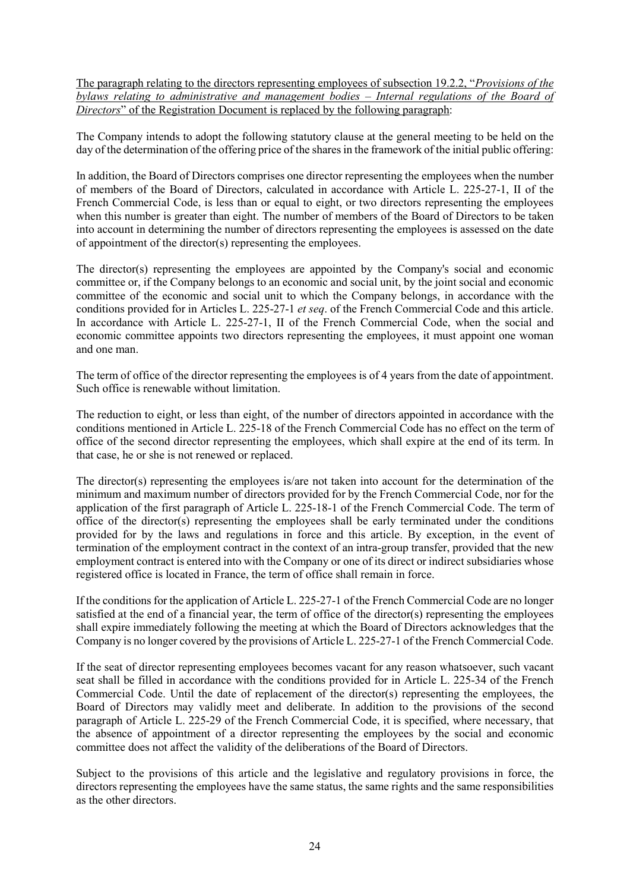<u>The paragraph relating to the directors representing employees of subsection 19.2.2, "*Provisions of the bylaws relating to administrative and management bodies – Internal regulations of the Board of Directors*" of the Registration Document is replaced by the following paragraph</u>:

The Company intends to adopt the following statutory clause at the general meeting to be held on the day of the determination of the offering price of the shares in the framework of the initial public offering:

In addition, the Board of Directors comprises one director representing the employees when the number of members of the Board of Directors, calculated in accordance with Article L. 225-27-1, II of the French Commercial Code, is less than or equal to eight, or two directors representing the employees when this number is greater than eight. The number of members of the Board of Directors to be taken into account in determining the number of directors representing the employees is assessed on the date of appointment of the director(s) representing the employees.

The director(s) representing the employees are appointed by the Company's social and economic committee or, if the Company belongs to an economic and social unit, by the joint social and economic committee of the economic and social unit to which the Company belongs, in accordance with the conditions provided for in Articles L. 225-27-1 *et seq*. of the French Commercial Code and this article. In accordance with Article L. 225-27-1, II of the French Commercial Code, when the social and economic committee appoints two directors representing the employees, it must appoint one woman and one man.

The term of office of the director representing the employees is of 4 years from the date of appointment. Such office is renewable without limitation.

The reduction to eight, or less than eight, of the number of directors appointed in accordance with the conditions mentioned in Article L. 225-18 of the French Commercial Code has no effect on the term of office of the second director representing the employees, which shall expire at the end of its term. In that case, he or she is not renewed or replaced.

The director(s) representing the employees is/are not taken into account for the determination of the minimum and maximum number of directors provided for by the French Commercial Code, nor for the application of the first paragraph of Article L. 225-18-1 of the French Commercial Code. The term of office of the director(s) representing the employees shall be early terminated under the conditions provided for by the laws and regulations in force and this article. By exception, in the event of termination of the employment contract in the context of an intra-group transfer, provided that the new employment contract is entered into with the Company or one of its direct or indirect subsidiaries whose registered office is located in France, the term of office shall remain in force.

If the conditions for the application of Article L. 225-27-1 of the French Commercial Code are no longer satisfied at the end of a financial year, the term of office of the director(s) representing the employees shall expire immediately following the meeting at which the Board of Directors acknowledges that the Company is no longer covered by the provisions of Article L. 225-27-1 of the French Commercial Code.

If the seat of director representing employees becomes vacant for any reason whatsoever, such vacant seat shall be filled in accordance with the conditions provided for in Article L. 225-34 of the French Commercial Code. Until the date of replacement of the director(s) representing the employees, the Board of Directors may validly meet and deliberate. In addition to the provisions of the second paragraph of Article L. 225-29 of the French Commercial Code, it is specified, where necessary, that the absence of appointment of a director representing the employees by the social and economic committee does not affect the validity of the deliberations of the Board of Directors.

Subject to the provisions of this article and the legislative and regulatory provisions in force, the directors representing the employees have the same status, the same rights and the same responsibilities as the other directors.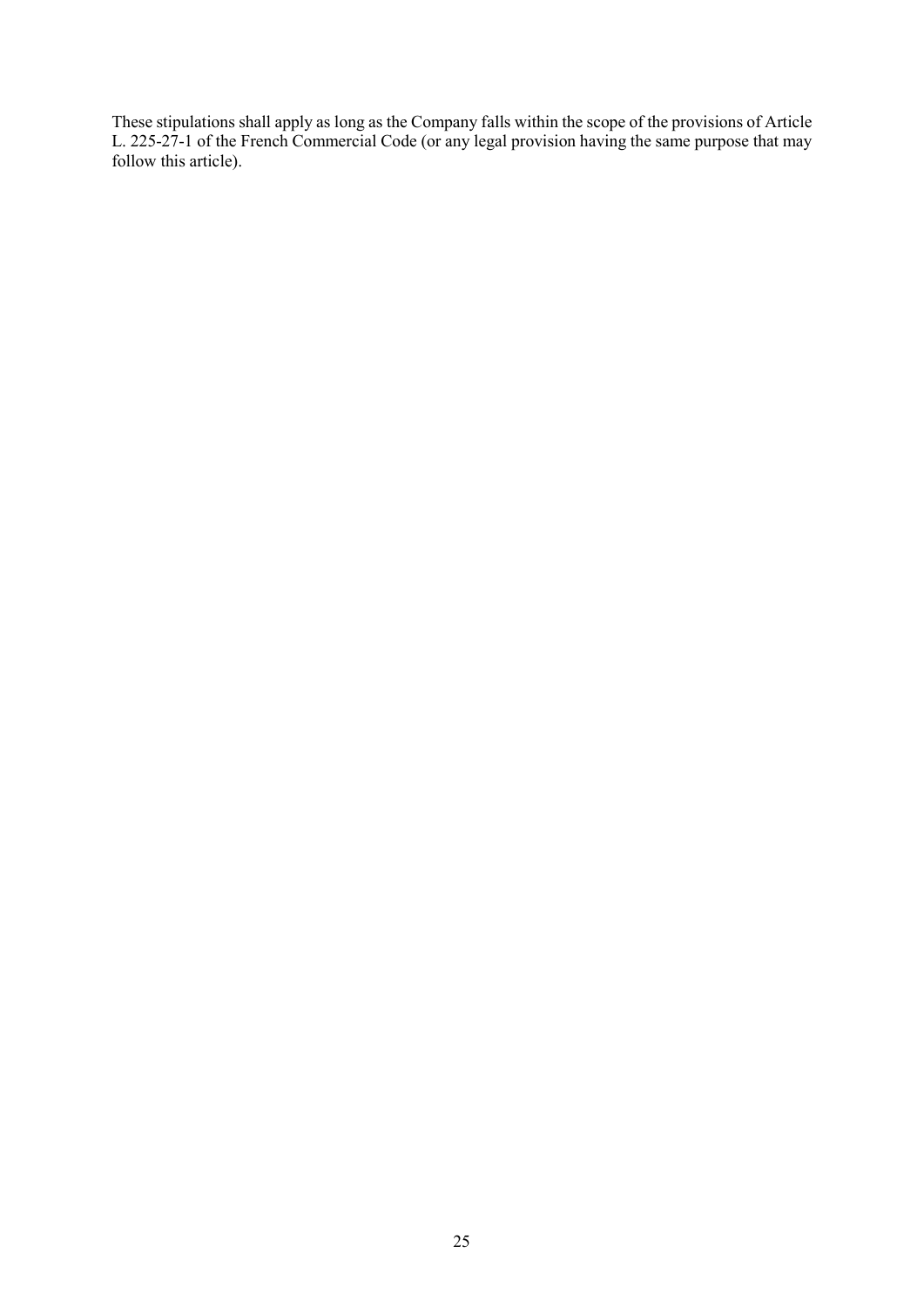These stipulations shall apply as long as the Company falls within the scope of the provisions of Article L. 225-27-1 of the French Commercial Code (or any legal provision having the same purpose that may follow this article).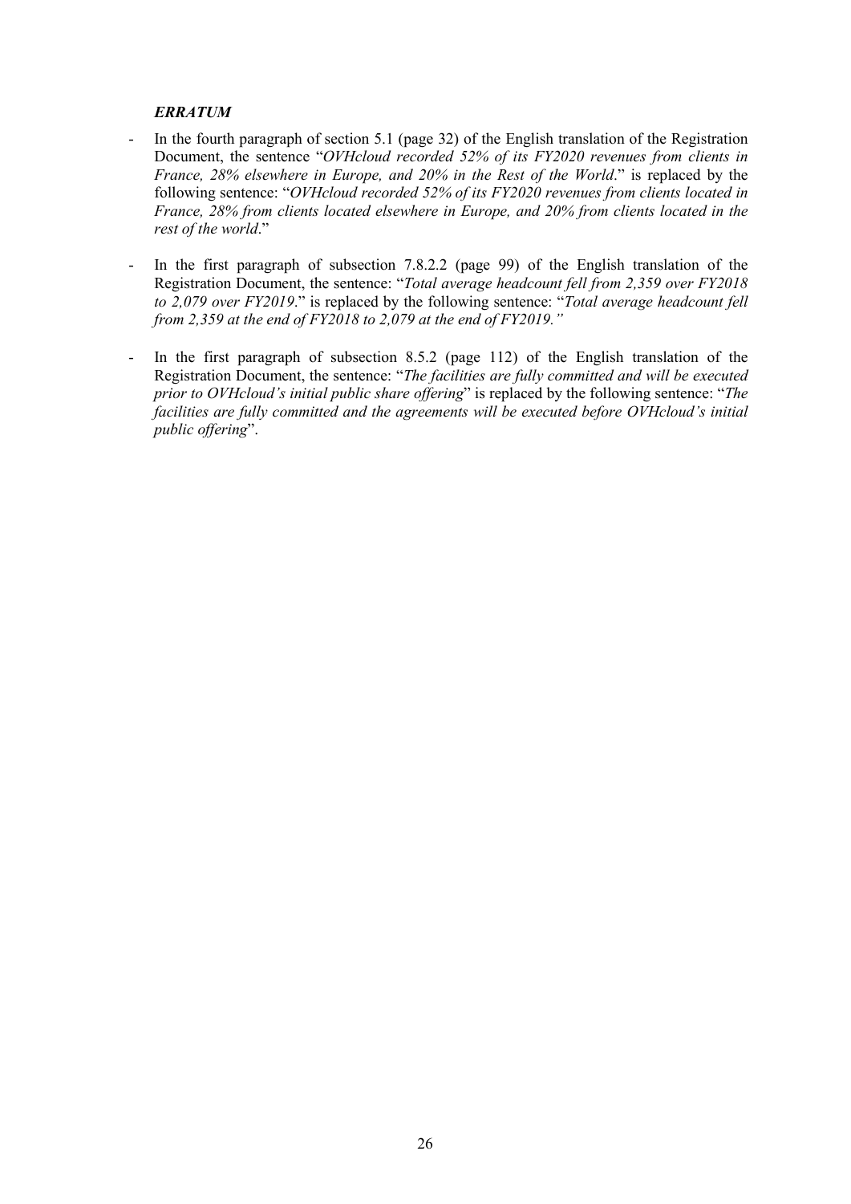***ERRATUM***

- In the fourth paragraph of section 5.1 (page 32) of the English translation of the Registration Document, the sentence "*OVHcloud recorded 52% of its FY2020 revenues from clients in France, 28% elsewhere in Europe, and 20% in the Rest of the World*." is replaced by the following sentence: "*OVHcloud recorded 52% of its FY2020 revenues from clients located in France, 28% from clients located elsewhere in Europe, and 20% from clients located in the rest of the world*."

- In the first paragraph of subsection 7.8.2.2 (page 99) of the English translation of the Registration Document, the sentence: "*Total average headcount fell from 2,359 over FY2018 to 2,079 over FY2019*." is replaced by the following sentence: "*Total average headcount fell from 2,359 at the end of FY2018 to 2,079 at the end of FY2019.*"

- In the first paragraph of subsection 8.5.2 (page 112) of the English translation of the Registration Document, the sentence: "*The facilities are fully committed and will be executed prior to OVHcloud's initial public share offering*" is replaced by the following sentence: "*The facilities are fully committed and the agreements will be executed before OVHcloud's initial public offering*".